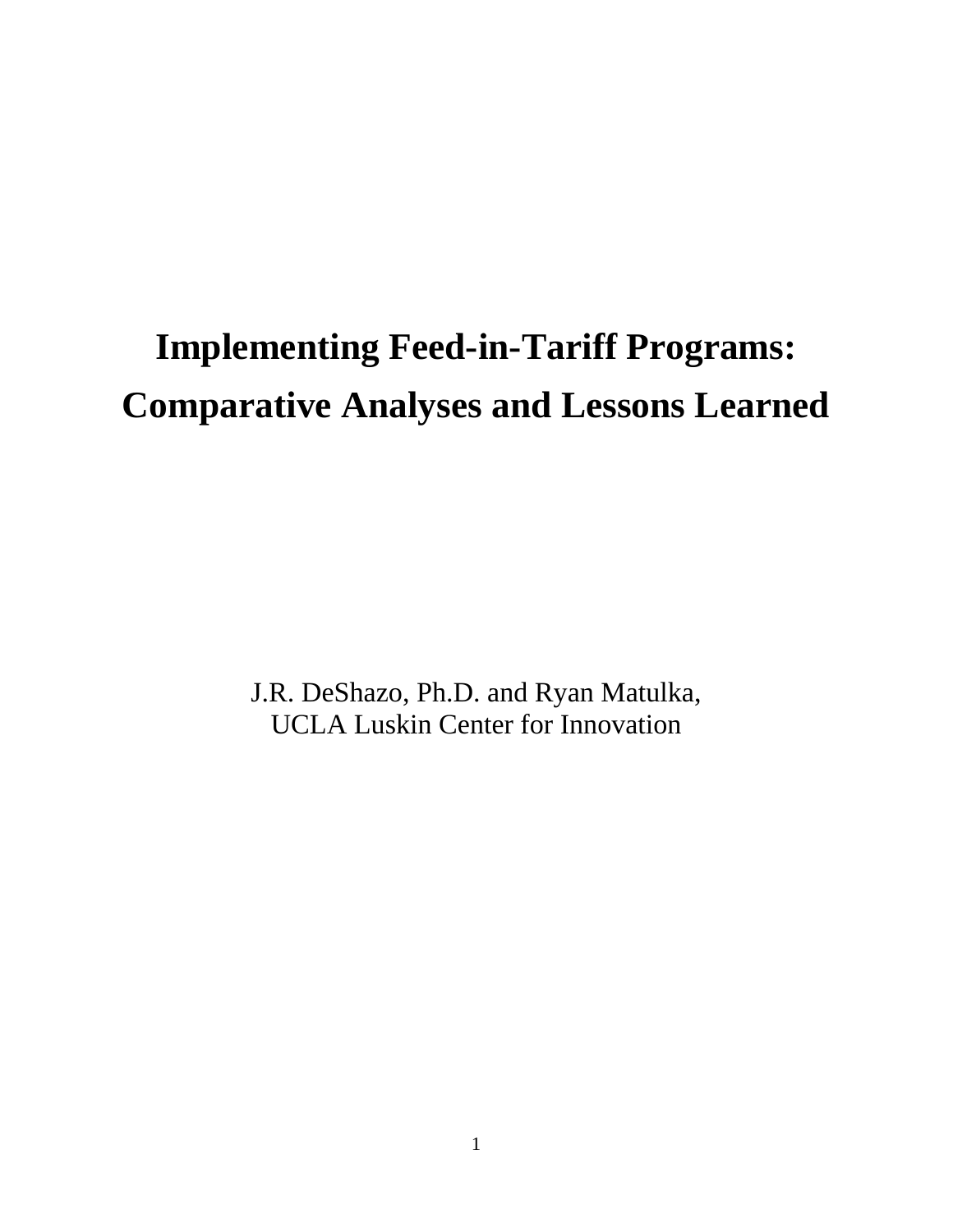# Implementing Feed-in-Tariff Programs: Comparative Analyses and Lessons Learned

J.R. DeShazo, Ph.D. and Ryan Matulka,
UCLA Luskin Center for Innovation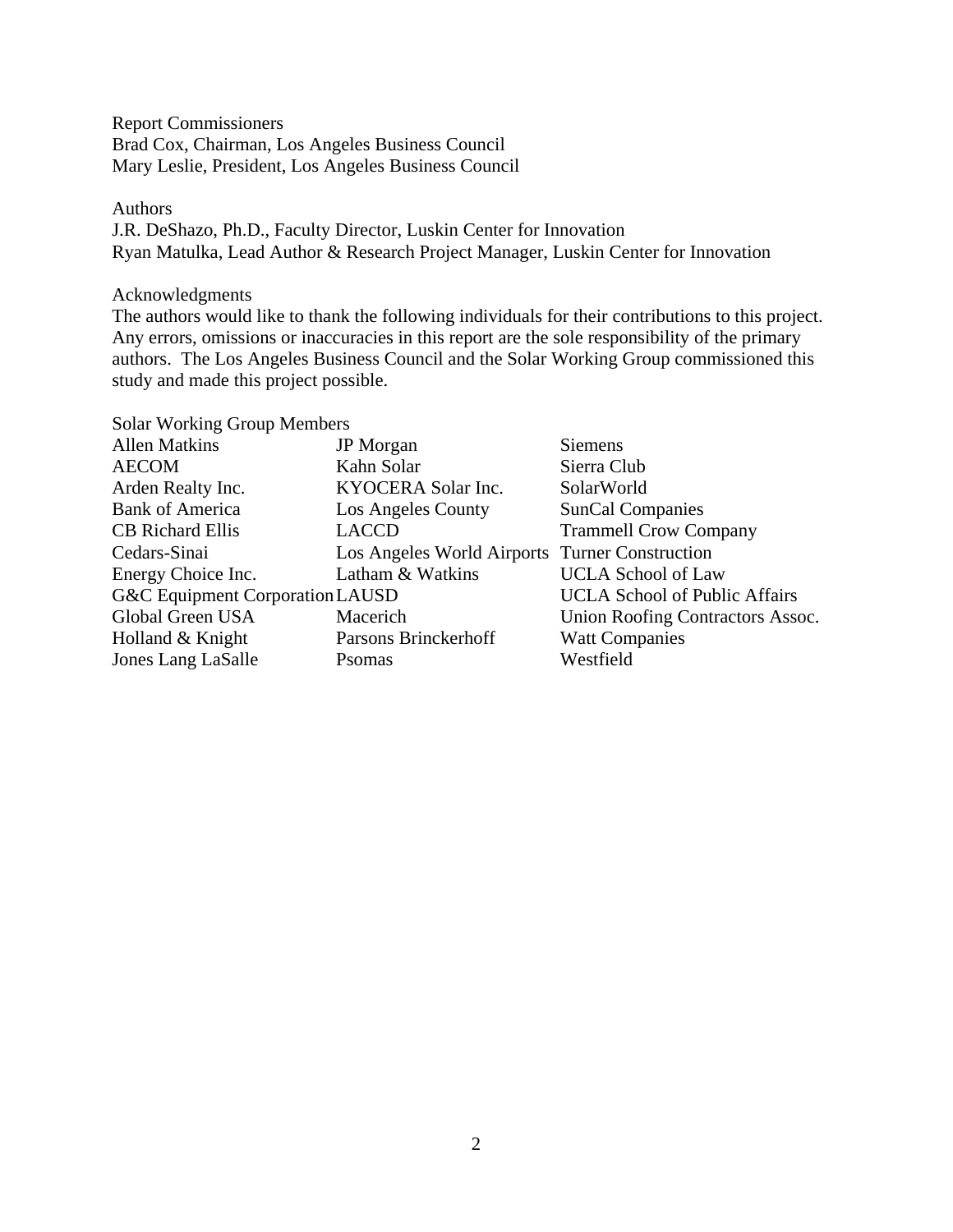Report Commissioners
Brad Cox, Chairman, Los Angeles Business Council
Mary Leslie, President, Los Angeles Business Council

Authors
J.R. DeShazo, Ph.D., Faculty Director, Luskin Center for Innovation
Ryan Matulka, Lead Author & Research Project Manager, Luskin Center for Innovation

Acknowledgments
The authors would like to thank the following individuals for their contributions to this project. Any errors, omissions or inaccuracies in this report are the sole responsibility of the primary authors. The Los Angeles Business Council and the Solar Working Group commissioned this study and made this project possible.

Solar Working Group Members

| | | |
|---|---|---|
| Allen Matkins | JP Morgan | Siemens |
| AECOM | Kahn Solar | Sierra Club |
| Arden Realty Inc. | KYOCERA Solar Inc. | SolarWorld |
| Bank of America | Los Angeles County | SunCal Companies |
| CB Richard Ellis | LACCD | Trammell Crow Company |
| Cedars-Sinai | Los Angeles World Airports | Turner Construction |
| Energy Choice Inc. | Latham & Watkins | UCLA School of Law |
| G&C Equipment Corporation | LAUSD | UCLA School of Public Affairs |
| Global Green USA | Macerich | Union Roofing Contractors Assoc. |
| Holland & Knight | Parsons Brinckerhoff | Watt Companies |
| Jones Lang LaSalle | Psomas | Westfield |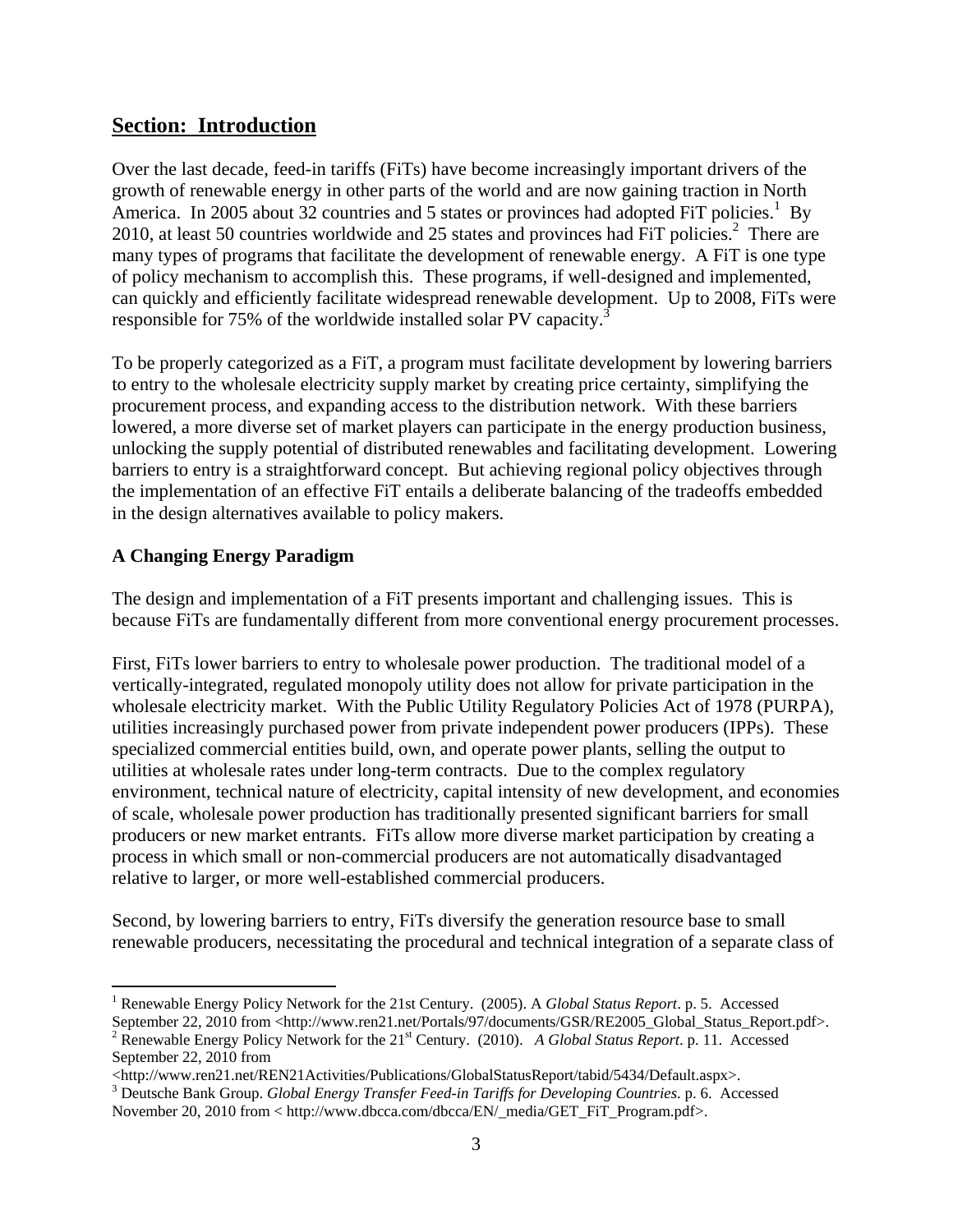## Section: Introduction

Over the last decade, feed-in tariffs (FiTs) have become increasingly important drivers of the growth of renewable energy in other parts of the world and are now gaining traction in North America. In 2005 about 32 countries and 5 states or provinces had adopted FiT policies.[1] By 2010, at least 50 countries worldwide and 25 states and provinces had FiT policies.[2] There are many types of programs that facilitate the development of renewable energy. A FiT is one type of policy mechanism to accomplish this. These programs, if well-designed and implemented, can quickly and efficiently facilitate widespread renewable development. Up to 2008, FiTs were responsible for 75% of the worldwide installed solar PV capacity.[3]

To be properly categorized as a FiT, a program must facilitate development by lowering barriers to entry to the wholesale electricity supply market by creating price certainty, simplifying the procurement process, and expanding access to the distribution network. With these barriers lowered, a more diverse set of market players can participate in the energy production business, unlocking the supply potential of distributed renewables and facilitating development. Lowering barriers to entry is a straightforward concept. But achieving regional policy objectives through the implementation of an effective FiT entails a deliberate balancing of the tradeoffs embedded in the design alternatives available to policy makers.

### A Changing Energy Paradigm

The design and implementation of a FiT presents important and challenging issues. This is because FiTs are fundamentally different from more conventional energy procurement processes.

First, FiTs lower barriers to entry to wholesale power production. The traditional model of a vertically-integrated, regulated monopoly utility does not allow for private participation in the wholesale electricity market. With the Public Utility Regulatory Policies Act of 1978 (PURPA), utilities increasingly purchased power from private independent power producers (IPPs). These specialized commercial entities build, own, and operate power plants, selling the output to utilities at wholesale rates under long-term contracts. Due to the complex regulatory environment, technical nature of electricity, capital intensity of new development, and economies of scale, wholesale power production has traditionally presented significant barriers for small producers or new market entrants. FiTs allow more diverse market participation by creating a process in which small or non-commercial producers are not automatically disadvantaged relative to larger, or more well-established commercial producers.

Second, by lowering barriers to entry, FiTs diversify the generation resource base to small renewable producers, necessitating the procedural and technical integration of a separate class of

---

[1] Renewable Energy Policy Network for the 21st Century. (2005). A *Global Status Report*. p. 5. Accessed September 22, 2010 from <http://www.ren21.net/Portals/97/documents/GSR/RE2005_Global_Status_Report.pdf>.

[2] Renewable Energy Policy Network for the 21st Century. (2010). *A Global Status Report*. p. 11. Accessed September 22, 2010 from <http://www.ren21.net/REN21Activities/Publications/GlobalStatusReport/tabid/5434/Default.aspx>.

[3] Deutsche Bank Group. *Global Energy Transfer Feed-in Tariffs for Developing Countries*. p. 6. Accessed November 20, 2010 from < http://www.dbcca.com/dbcca/EN/_media/GET_FiT_Program.pdf>.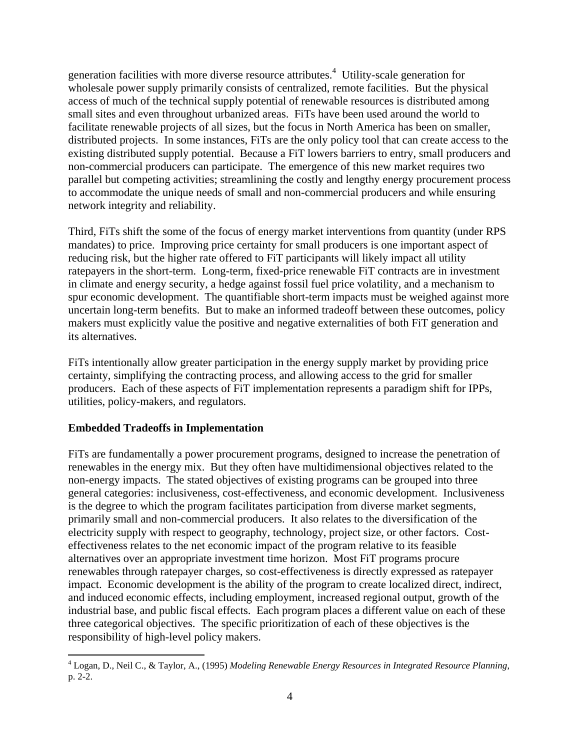generation facilities with more diverse resource attributes.[4] Utility-scale generation for wholesale power supply primarily consists of centralized, remote facilities. But the physical access of much of the technical supply potential of renewable resources is distributed among small sites and even throughout urbanized areas. FiTs have been used around the world to facilitate renewable projects of all sizes, but the focus in North America has been on smaller, distributed projects. In some instances, FiTs are the only policy tool that can create access to the existing distributed supply potential. Because a FiT lowers barriers to entry, small producers and non-commercial producers can participate. The emergence of this new market requires two parallel but competing activities; streamlining the costly and lengthy energy procurement process to accommodate the unique needs of small and non-commercial producers and while ensuring network integrity and reliability.

Third, FiTs shift the some of the focus of energy market interventions from quantity (under RPS mandates) to price. Improving price certainty for small producers is one important aspect of reducing risk, but the higher rate offered to FiT participants will likely impact all utility ratepayers in the short-term. Long-term, fixed-price renewable FiT contracts are in investment in climate and energy security, a hedge against fossil fuel price volatility, and a mechanism to spur economic development. The quantifiable short-term impacts must be weighed against more uncertain long-term benefits. But to make an informed tradeoff between these outcomes, policy makers must explicitly value the positive and negative externalities of both FiT generation and its alternatives.

FiTs intentionally allow greater participation in the energy supply market by providing price certainty, simplifying the contracting process, and allowing access to the grid for smaller producers. Each of these aspects of FiT implementation represents a paradigm shift for IPPs, utilities, policy-makers, and regulators.

**Embedded Tradeoffs in Implementation**

FiTs are fundamentally a power procurement programs, designed to increase the penetration of renewables in the energy mix. But they often have multidimensional objectives related to the non-energy impacts. The stated objectives of existing programs can be grouped into three general categories: inclusiveness, cost-effectiveness, and economic development. Inclusiveness is the degree to which the program facilitates participation from diverse market segments, primarily small and non-commercial producers. It also relates to the diversification of the electricity supply with respect to geography, technology, project size, or other factors. Cost-effectiveness relates to the net economic impact of the program relative to its feasible alternatives over an appropriate investment time horizon. Most FiT programs procure renewables through ratepayer charges, so cost-effectiveness is directly expressed as ratepayer impact. Economic development is the ability of the program to create localized direct, indirect, and induced economic effects, including employment, increased regional output, growth of the industrial base, and public fiscal effects. Each program places a different value on each of these three categorical objectives. The specific prioritization of each of these objectives is the responsibility of high-level policy makers.

[4] Logan, D., Neil C., & Taylor, A., (1995) *Modeling Renewable Energy Resources in Integrated Resource Planning*, p. 2-2.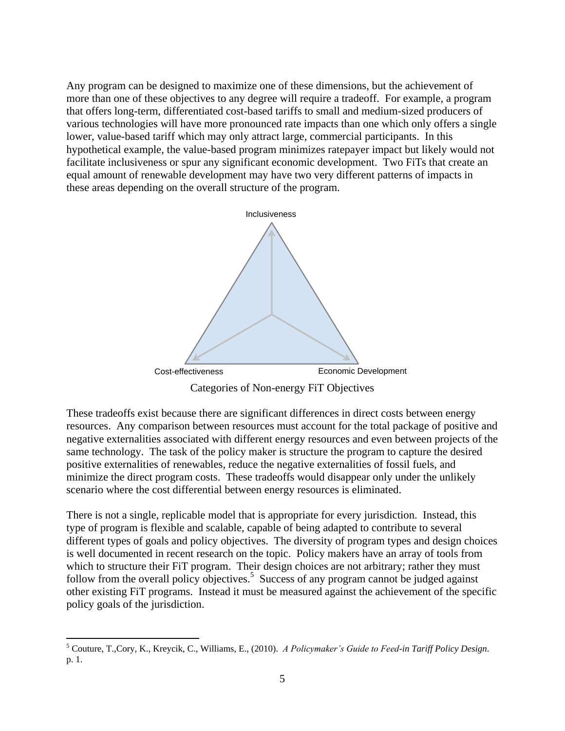Any program can be designed to maximize one of these dimensions, but the achievement of more than one of these objectives to any degree will require a tradeoff. For example, a program that offers long-term, differentiated cost-based tariffs to small and medium-sized producers of various technologies will have more pronounced rate impacts than one which only offers a single lower, value-based tariff which may only attract large, commercial participants. In this hypothetical example, the value-based program minimizes ratepayer impact but likely would not facilitate inclusiveness or spur any significant economic development. Two FiTs that create an equal amount of renewable development may have two very different patterns of impacts in these areas depending on the overall structure of the program.

Inclusiveness

Cost-effectiveness

Economic Development

Categories of Non-energy FiT Objectives

These tradeoffs exist because there are significant differences in direct costs between energy resources. Any comparison between resources must account for the total package of positive and negative externalities associated with different energy resources and even between projects of the same technology. The task of the policy maker is structure the program to capture the desired positive externalities of renewables, reduce the negative externalities of fossil fuels, and minimize the direct program costs. These tradeoffs would disappear only under the unlikely scenario where the cost differential between energy resources is eliminated.

There is not a single, replicable model that is appropriate for every jurisdiction. Instead, this type of program is flexible and scalable, capable of being adapted to contribute to several different types of goals and policy objectives. The diversity of program types and design choices is well documented in recent research on the topic. Policy makers have an array of tools from which to structure their FiT program. Their design choices are not arbitrary; rather they must follow from the overall policy objectives.[5] Success of any program cannot be judged against other existing FiT programs. Instead it must be measured against the achievement of the specific policy goals of the jurisdiction.

---

[5] Couture, T.,Cory, K., Kreycik, C., Williams, E., (2010). *A Policymaker's Guide to Feed-in Tariff Policy Design*. p. 1.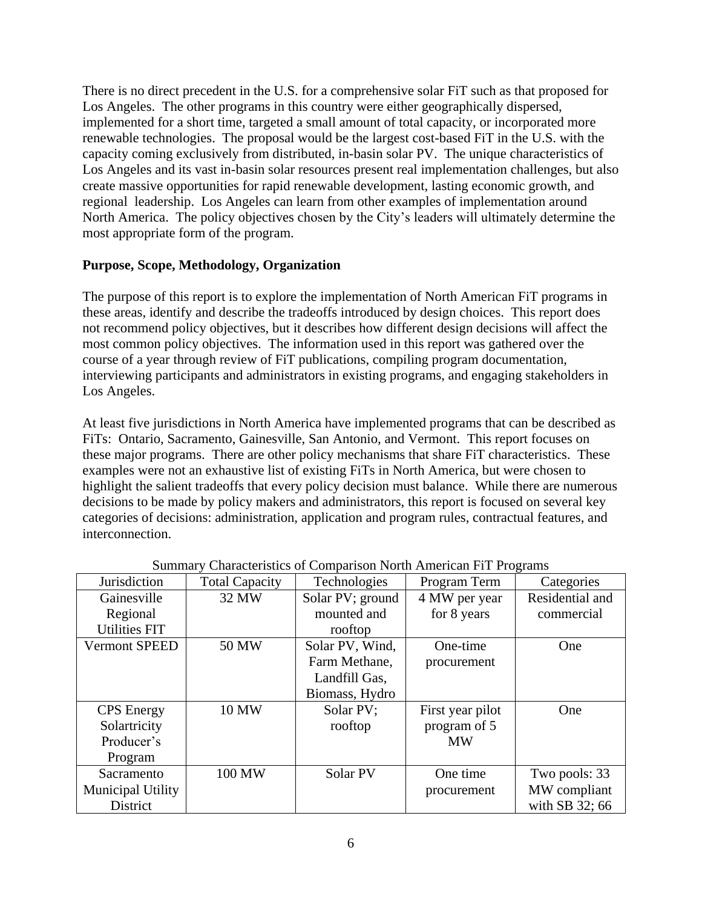There is no direct precedent in the U.S. for a comprehensive solar FiT such as that proposed for Los Angeles. The other programs in this country were either geographically dispersed, implemented for a short time, targeted a small amount of total capacity, or incorporated more renewable technologies. The proposal would be the largest cost-based FiT in the U.S. with the capacity coming exclusively from distributed, in-basin solar PV. The unique characteristics of Los Angeles and its vast in-basin solar resources present real implementation challenges, but also create massive opportunities for rapid renewable development, lasting economic growth, and regional leadership. Los Angeles can learn from other examples of implementation around North America. The policy objectives chosen by the City's leaders will ultimately determine the most appropriate form of the program.

**Purpose, Scope, Methodology, Organization**

The purpose of this report is to explore the implementation of North American FiT programs in these areas, identify and describe the tradeoffs introduced by design choices. This report does not recommend policy objectives, but it describes how different design decisions will affect the most common policy objectives. The information used in this report was gathered over the course of a year through review of FiT publications, compiling program documentation, interviewing participants and administrators in existing programs, and engaging stakeholders in Los Angeles.

At least five jurisdictions in North America have implemented programs that can be described as FiTs: Ontario, Sacramento, Gainesville, San Antonio, and Vermont. This report focuses on these major programs. There are other policy mechanisms that share FiT characteristics. These examples were not an exhaustive list of existing FiTs in North America, but were chosen to highlight the salient tradeoffs that every policy decision must balance. While there are numerous decisions to be made by policy makers and administrators, this report is focused on several key categories of decisions: administration, application and program rules, contractual features, and interconnection.

Summary Characteristics of Comparison North American FiT Programs

| Jurisdiction | Total Capacity | Technologies | Program Term | Categories |
|---|---|---|---|---|
| Gainesville Regional Utilities FIT | 32 MW | Solar PV; ground mounted and rooftop | 4 MW per year for 8 years | Residential and commercial |
| Vermont SPEED | 50 MW | Solar PV, Wind, Farm Methane, Landfill Gas, Biomass, Hydro | One-time procurement | One |
| CPS Energy Solartricity Producer's Program | 10 MW | Solar PV; rooftop | First year pilot program of 5 MW | One |
| Sacramento Municipal Utility District | 100 MW | Solar PV | One time procurement | Two pools: 33 MW compliant with SB 32; 66 |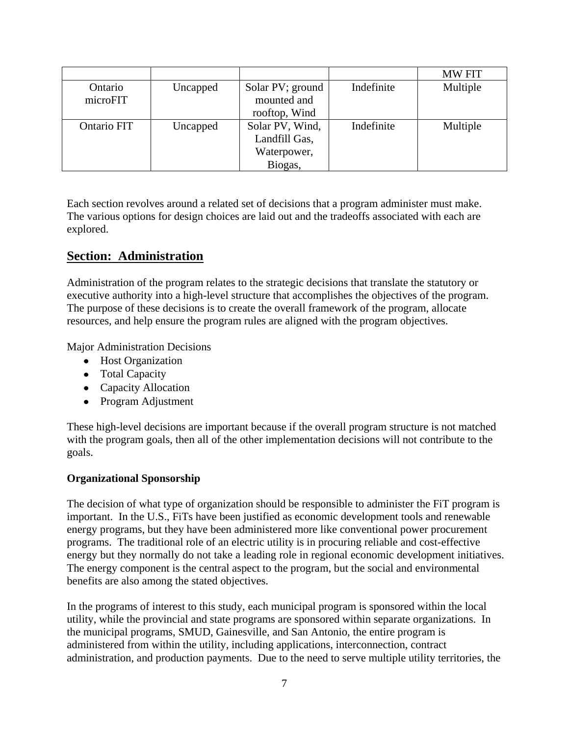| | | | | MW FIT |
|---|---|---|---|---|
| Ontario microFIT | Uncapped | Solar PV; ground mounted and rooftop, Wind | Indefinite | Multiple |
| Ontario FIT | Uncapped | Solar PV, Wind, Landfill Gas, Waterpower, Biogas, | Indefinite | Multiple |

Each section revolves around a related set of decisions that a program administer must make. The various options for design choices are laid out and the tradeoffs associated with each are explored.

## Section: Administration

Administration of the program relates to the strategic decisions that translate the statutory or executive authority into a high-level structure that accomplishes the objectives of the program. The purpose of these decisions is to create the overall framework of the program, allocate resources, and help ensure the program rules are aligned with the program objectives.

Major Administration Decisions

- Host Organization
- Total Capacity
- Capacity Allocation
- Program Adjustment

These high-level decisions are important because if the overall program structure is not matched with the program goals, then all of the other implementation decisions will not contribute to the goals.

**Organizational Sponsorship**

The decision of what type of organization should be responsible to administer the FiT program is important. In the U.S., FiTs have been justified as economic development tools and renewable energy programs, but they have been administered more like conventional power procurement programs. The traditional role of an electric utility is in procuring reliable and cost-effective energy but they normally do not take a leading role in regional economic development initiatives. The energy component is the central aspect to the program, but the social and environmental benefits are also among the stated objectives.

In the programs of interest to this study, each municipal program is sponsored within the local utility, while the provincial and state programs are sponsored within separate organizations. In the municipal programs, SMUD, Gainesville, and San Antonio, the entire program is administered from within the utility, including applications, interconnection, contract administration, and production payments. Due to the need to serve multiple utility territories, the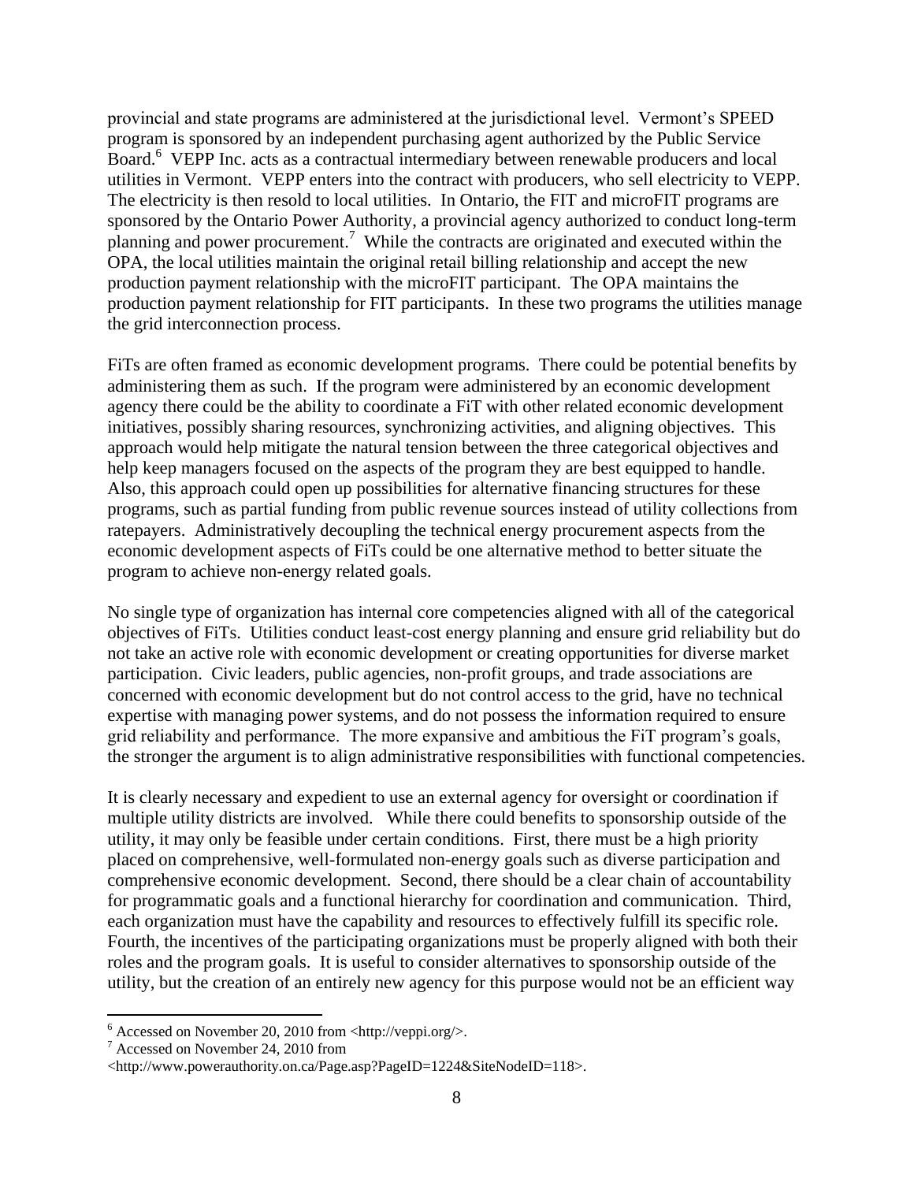provincial and state programs are administered at the jurisdictional level. Vermont's SPEED program is sponsored by an independent purchasing agent authorized by the Public Service Board.[6] VEPP Inc. acts as a contractual intermediary between renewable producers and local utilities in Vermont. VEPP enters into the contract with producers, who sell electricity to VEPP. The electricity is then resold to local utilities. In Ontario, the FIT and microFIT programs are sponsored by the Ontario Power Authority, a provincial agency authorized to conduct long-term planning and power procurement.[7] While the contracts are originated and executed within the OPA, the local utilities maintain the original retail billing relationship and accept the new production payment relationship with the microFIT participant. The OPA maintains the production payment relationship for FIT participants. In these two programs the utilities manage the grid interconnection process.

FiTs are often framed as economic development programs. There could be potential benefits by administering them as such. If the program were administered by an economic development agency there could be the ability to coordinate a FiT with other related economic development initiatives, possibly sharing resources, synchronizing activities, and aligning objectives. This approach would help mitigate the natural tension between the three categorical objectives and help keep managers focused on the aspects of the program they are best equipped to handle. Also, this approach could open up possibilities for alternative financing structures for these programs, such as partial funding from public revenue sources instead of utility collections from ratepayers. Administratively decoupling the technical energy procurement aspects from the economic development aspects of FiTs could be one alternative method to better situate the program to achieve non-energy related goals.

No single type of organization has internal core competencies aligned with all of the categorical objectives of FiTs. Utilities conduct least-cost energy planning and ensure grid reliability but do not take an active role with economic development or creating opportunities for diverse market participation. Civic leaders, public agencies, non-profit groups, and trade associations are concerned with economic development but do not control access to the grid, have no technical expertise with managing power systems, and do not possess the information required to ensure grid reliability and performance. The more expansive and ambitious the FiT program's goals, the stronger the argument is to align administrative responsibilities with functional competencies.

It is clearly necessary and expedient to use an external agency for oversight or coordination if multiple utility districts are involved. While there could benefits to sponsorship outside of the utility, it may only be feasible under certain conditions. First, there must be a high priority placed on comprehensive, well-formulated non-energy goals such as diverse participation and comprehensive economic development. Second, there should be a clear chain of accountability for programmatic goals and a functional hierarchy for coordination and communication. Third, each organization must have the capability and resources to effectively fulfill its specific role. Fourth, the incentives of the participating organizations must be properly aligned with both their roles and the program goals. It is useful to consider alternatives to sponsorship outside of the utility, but the creation of an entirely new agency for this purpose would not be an efficient way

---

[6] Accessed on November 20, 2010 from <http://veppi.org/>.

[7] Accessed on November 24, 2010 from <http://www.powerauthority.on.ca/Page.asp?PageID=1224&SiteNodeID=118>.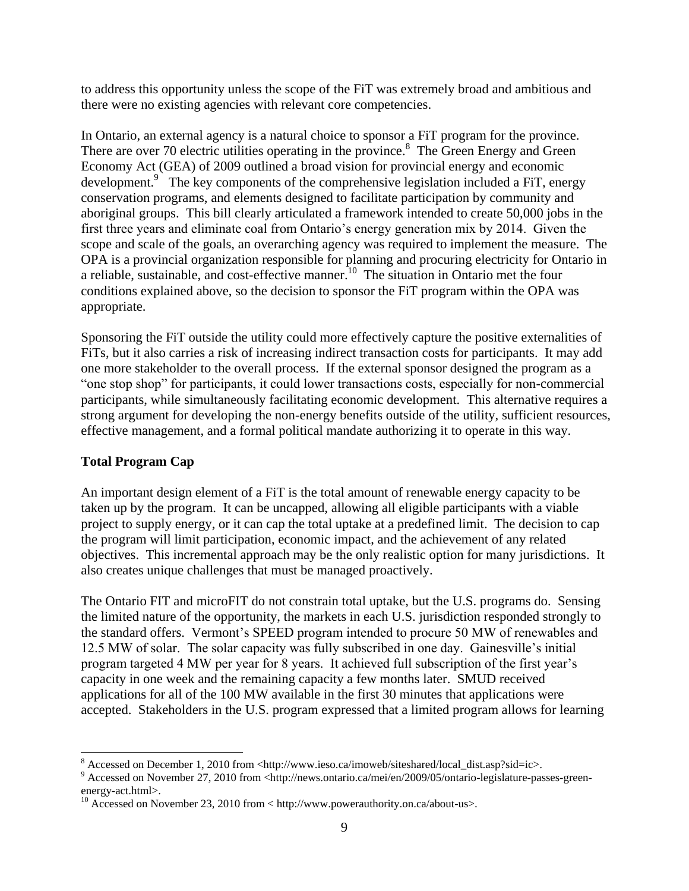to address this opportunity unless the scope of the FiT was extremely broad and ambitious and there were no existing agencies with relevant core competencies.

In Ontario, an external agency is a natural choice to sponsor a FiT program for the province. There are over 70 electric utilities operating in the province.[8] The Green Energy and Green Economy Act (GEA) of 2009 outlined a broad vision for provincial energy and economic development.[9] The key components of the comprehensive legislation included a FiT, energy conservation programs, and elements designed to facilitate participation by community and aboriginal groups. This bill clearly articulated a framework intended to create 50,000 jobs in the first three years and eliminate coal from Ontario's energy generation mix by 2014. Given the scope and scale of the goals, an overarching agency was required to implement the measure. The OPA is a provincial organization responsible for planning and procuring electricity for Ontario in a reliable, sustainable, and cost-effective manner.[10] The situation in Ontario met the four conditions explained above, so the decision to sponsor the FiT program within the OPA was appropriate.

Sponsoring the FiT outside the utility could more effectively capture the positive externalities of FiTs, but it also carries a risk of increasing indirect transaction costs for participants. It may add one more stakeholder to the overall process. If the external sponsor designed the program as a "one stop shop" for participants, it could lower transactions costs, especially for non-commercial participants, while simultaneously facilitating economic development. This alternative requires a strong argument for developing the non-energy benefits outside of the utility, sufficient resources, effective management, and a formal political mandate authorizing it to operate in this way.

**Total Program Cap**

An important design element of a FiT is the total amount of renewable energy capacity to be taken up by the program. It can be uncapped, allowing all eligible participants with a viable project to supply energy, or it can cap the total uptake at a predefined limit. The decision to cap the program will limit participation, economic impact, and the achievement of any related objectives. This incremental approach may be the only realistic option for many jurisdictions. It also creates unique challenges that must be managed proactively.

The Ontario FIT and microFIT do not constrain total uptake, but the U.S. programs do. Sensing the limited nature of the opportunity, the markets in each U.S. jurisdiction responded strongly to the standard offers. Vermont's SPEED program intended to procure 50 MW of renewables and 12.5 MW of solar. The solar capacity was fully subscribed in one day. Gainesville's initial program targeted 4 MW per year for 8 years. It achieved full subscription of the first year's capacity in one week and the remaining capacity a few months later. SMUD received applications for all of the 100 MW available in the first 30 minutes that applications were accepted. Stakeholders in the U.S. program expressed that a limited program allows for learning

---

[8] Accessed on December 1, 2010 from <http://www.ieso.ca/imoweb/siteshared/local_dist.asp?sid=ic>.

[9] Accessed on November 27, 2010 from <http://news.ontario.ca/mei/en/2009/05/ontario-legislature-passes-green-energy-act.html>.

[10] Accessed on November 23, 2010 from < http://www.powerauthority.on.ca/about-us>.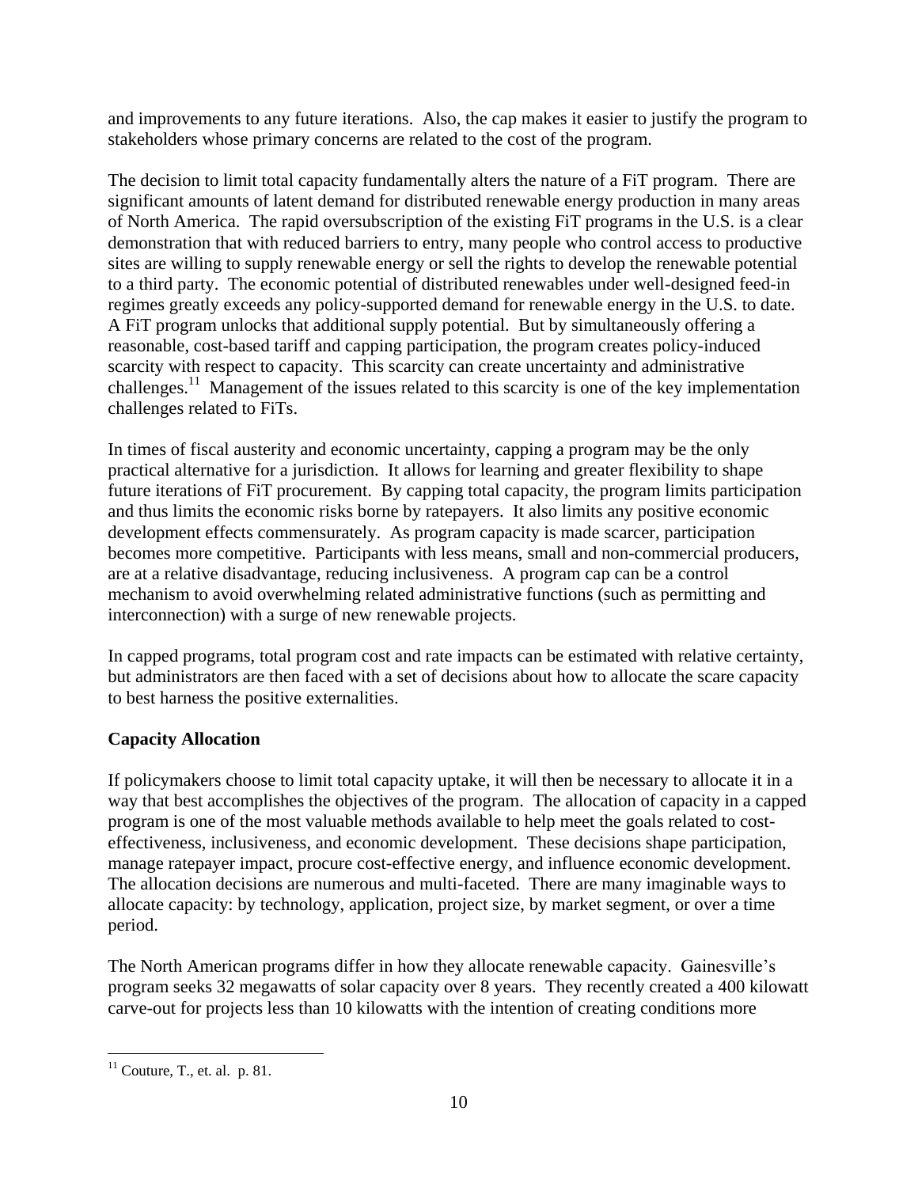and improvements to any future iterations. Also, the cap makes it easier to justify the program to stakeholders whose primary concerns are related to the cost of the program.

The decision to limit total capacity fundamentally alters the nature of a FiT program. There are significant amounts of latent demand for distributed renewable energy production in many areas of North America. The rapid oversubscription of the existing FiT programs in the U.S. is a clear demonstration that with reduced barriers to entry, many people who control access to productive sites are willing to supply renewable energy or sell the rights to develop the renewable potential to a third party. The economic potential of distributed renewables under well-designed feed-in regimes greatly exceeds any policy-supported demand for renewable energy in the U.S. to date. A FiT program unlocks that additional supply potential. But by simultaneously offering a reasonable, cost-based tariff and capping participation, the program creates policy-induced scarcity with respect to capacity. This scarcity can create uncertainty and administrative challenges.[11] Management of the issues related to this scarcity is one of the key implementation challenges related to FiTs.

In times of fiscal austerity and economic uncertainty, capping a program may be the only practical alternative for a jurisdiction. It allows for learning and greater flexibility to shape future iterations of FiT procurement. By capping total capacity, the program limits participation and thus limits the economic risks borne by ratepayers. It also limits any positive economic development effects commensurately. As program capacity is made scarcer, participation becomes more competitive. Participants with less means, small and non-commercial producers, are at a relative disadvantage, reducing inclusiveness. A program cap can be a control mechanism to avoid overwhelming related administrative functions (such as permitting and interconnection) with a surge of new renewable projects.

In capped programs, total program cost and rate impacts can be estimated with relative certainty, but administrators are then faced with a set of decisions about how to allocate the scare capacity to best harness the positive externalities.

**Capacity Allocation**

If policymakers choose to limit total capacity uptake, it will then be necessary to allocate it in a way that best accomplishes the objectives of the program. The allocation of capacity in a capped program is one of the most valuable methods available to help meet the goals related to cost-effectiveness, inclusiveness, and economic development. These decisions shape participation, manage ratepayer impact, procure cost-effective energy, and influence economic development. The allocation decisions are numerous and multi-faceted. There are many imaginable ways to allocate capacity: by technology, application, project size, by market segment, or over a time period.

The North American programs differ in how they allocate renewable capacity. Gainesville's program seeks 32 megawatts of solar capacity over 8 years. They recently created a 400 kilowatt carve-out for projects less than 10 kilowatts with the intention of creating conditions more

[11] Couture, T., et. al. p. 81.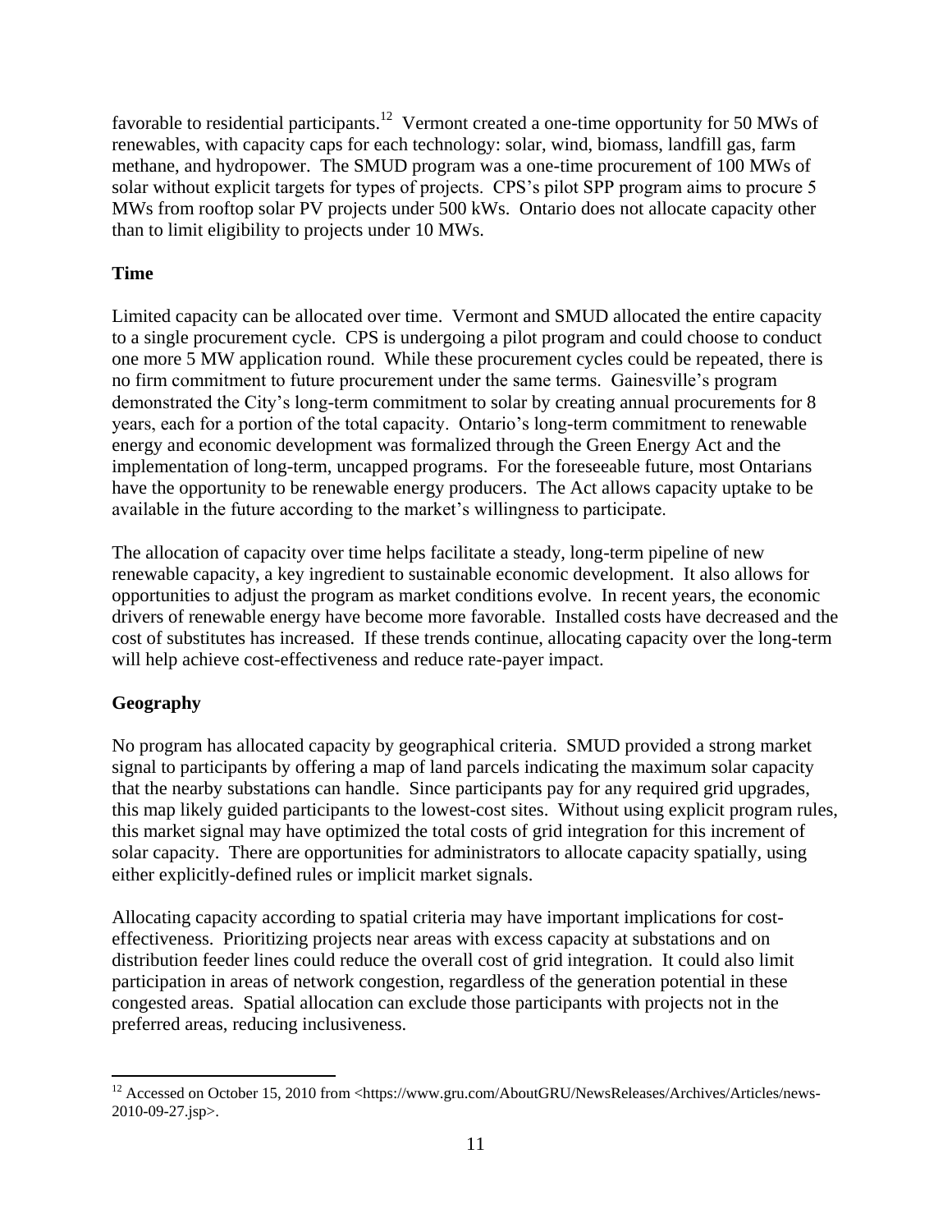favorable to residential participants.[12] Vermont created a one-time opportunity for 50 MWs of renewables, with capacity caps for each technology: solar, wind, biomass, landfill gas, farm methane, and hydropower. The SMUD program was a one-time procurement of 100 MWs of solar without explicit targets for types of projects. CPS's pilot SPP program aims to procure 5 MWs from rooftop solar PV projects under 500 kWs. Ontario does not allocate capacity other than to limit eligibility to projects under 10 MWs.

### Time

Limited capacity can be allocated over time. Vermont and SMUD allocated the entire capacity to a single procurement cycle. CPS is undergoing a pilot program and could choose to conduct one more 5 MW application round. While these procurement cycles could be repeated, there is no firm commitment to future procurement under the same terms. Gainesville's program demonstrated the City's long-term commitment to solar by creating annual procurements for 8 years, each for a portion of the total capacity. Ontario's long-term commitment to renewable energy and economic development was formalized through the Green Energy Act and the implementation of long-term, uncapped programs. For the foreseeable future, most Ontarians have the opportunity to be renewable energy producers. The Act allows capacity uptake to be available in the future according to the market's willingness to participate.

The allocation of capacity over time helps facilitate a steady, long-term pipeline of new renewable capacity, a key ingredient to sustainable economic development. It also allows for opportunities to adjust the program as market conditions evolve. In recent years, the economic drivers of renewable energy have become more favorable. Installed costs have decreased and the cost of substitutes has increased. If these trends continue, allocating capacity over the long-term will help achieve cost-effectiveness and reduce rate-payer impact.

### Geography

No program has allocated capacity by geographical criteria. SMUD provided a strong market signal to participants by offering a map of land parcels indicating the maximum solar capacity that the nearby substations can handle. Since participants pay for any required grid upgrades, this map likely guided participants to the lowest-cost sites. Without using explicit program rules, this market signal may have optimized the total costs of grid integration for this increment of solar capacity. There are opportunities for administrators to allocate capacity spatially, using either explicitly-defined rules or implicit market signals.

Allocating capacity according to spatial criteria may have important implications for cost-effectiveness. Prioritizing projects near areas with excess capacity at substations and on distribution feeder lines could reduce the overall cost of grid integration. It could also limit participation in areas of network congestion, regardless of the generation potential in these congested areas. Spatial allocation can exclude those participants with projects not in the preferred areas, reducing inclusiveness.

---

[12] Accessed on October 15, 2010 from <https://www.gru.com/AboutGRU/NewsReleases/Archives/Articles/news-2010-09-27.jsp>.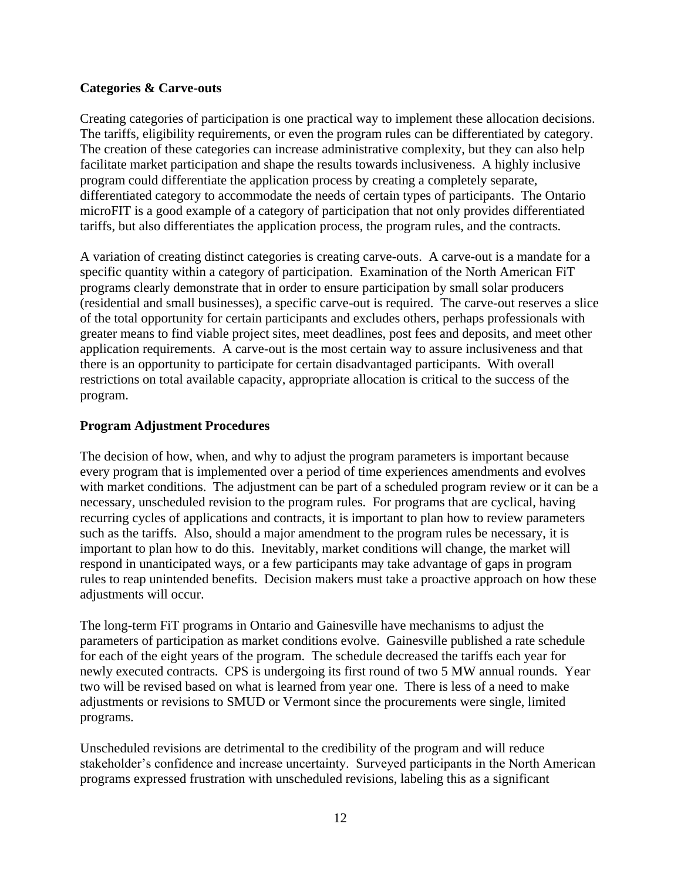**Categories & Carve-outs**

Creating categories of participation is one practical way to implement these allocation decisions. The tariffs, eligibility requirements, or even the program rules can be differentiated by category. The creation of these categories can increase administrative complexity, but they can also help facilitate market participation and shape the results towards inclusiveness. A highly inclusive program could differentiate the application process by creating a completely separate, differentiated category to accommodate the needs of certain types of participants. The Ontario microFIT is a good example of a category of participation that not only provides differentiated tariffs, but also differentiates the application process, the program rules, and the contracts.

A variation of creating distinct categories is creating carve-outs. A carve-out is a mandate for a specific quantity within a category of participation. Examination of the North American FiT programs clearly demonstrate that in order to ensure participation by small solar producers (residential and small businesses), a specific carve-out is required. The carve-out reserves a slice of the total opportunity for certain participants and excludes others, perhaps professionals with greater means to find viable project sites, meet deadlines, post fees and deposits, and meet other application requirements. A carve-out is the most certain way to assure inclusiveness and that there is an opportunity to participate for certain disadvantaged participants. With overall restrictions on total available capacity, appropriate allocation is critical to the success of the program.

**Program Adjustment Procedures**

The decision of how, when, and why to adjust the program parameters is important because every program that is implemented over a period of time experiences amendments and evolves with market conditions. The adjustment can be part of a scheduled program review or it can be a necessary, unscheduled revision to the program rules. For programs that are cyclical, having recurring cycles of applications and contracts, it is important to plan how to review parameters such as the tariffs. Also, should a major amendment to the program rules be necessary, it is important to plan how to do this. Inevitably, market conditions will change, the market will respond in unanticipated ways, or a few participants may take advantage of gaps in program rules to reap unintended benefits. Decision makers must take a proactive approach on how these adjustments will occur.

The long-term FiT programs in Ontario and Gainesville have mechanisms to adjust the parameters of participation as market conditions evolve. Gainesville published a rate schedule for each of the eight years of the program. The schedule decreased the tariffs each year for newly executed contracts. CPS is undergoing its first round of two 5 MW annual rounds. Year two will be revised based on what is learned from year one. There is less of a need to make adjustments or revisions to SMUD or Vermont since the procurements were single, limited programs.

Unscheduled revisions are detrimental to the credibility of the program and will reduce stakeholder's confidence and increase uncertainty. Surveyed participants in the North American programs expressed frustration with unscheduled revisions, labeling this as a significant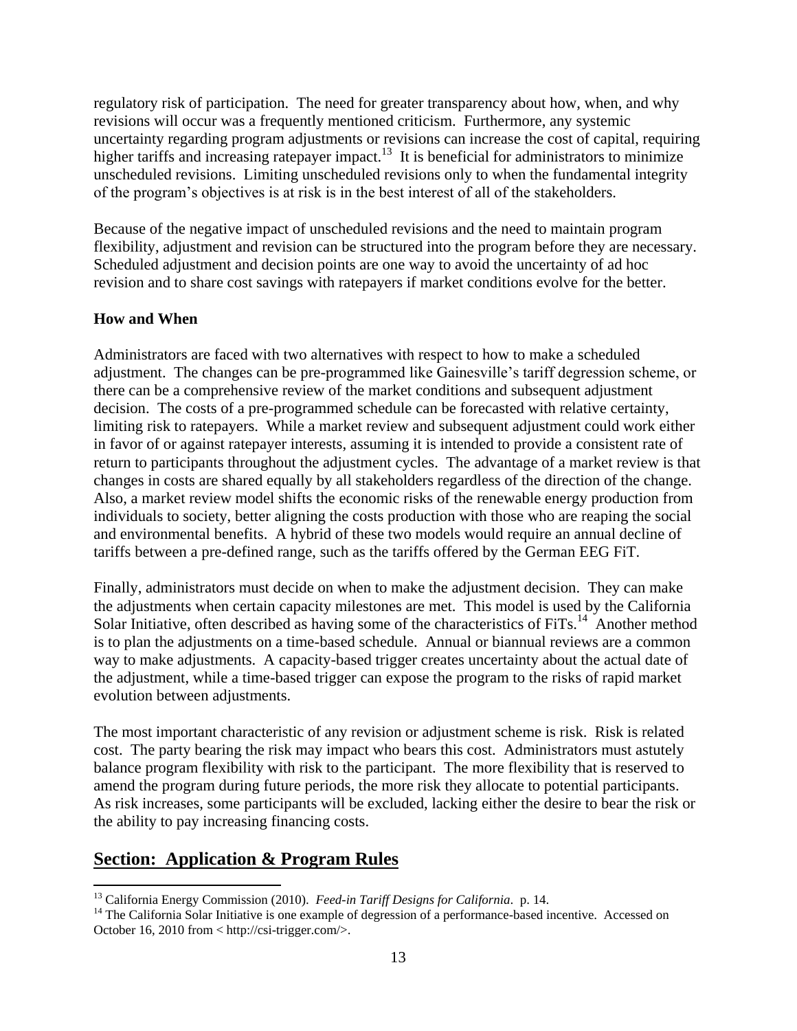regulatory risk of participation. The need for greater transparency about how, when, and why revisions will occur was a frequently mentioned criticism. Furthermore, any systemic uncertainty regarding program adjustments or revisions can increase the cost of capital, requiring higher tariffs and increasing ratepayer impact.[13] It is beneficial for administrators to minimize unscheduled revisions. Limiting unscheduled revisions only to when the fundamental integrity of the program's objectives is at risk is in the best interest of all of the stakeholders.

Because of the negative impact of unscheduled revisions and the need to maintain program flexibility, adjustment and revision can be structured into the program before they are necessary. Scheduled adjustment and decision points are one way to avoid the uncertainty of ad hoc revision and to share cost savings with ratepayers if market conditions evolve for the better.

**How and When**

Administrators are faced with two alternatives with respect to how to make a scheduled adjustment. The changes can be pre-programmed like Gainesville's tariff degression scheme, or there can be a comprehensive review of the market conditions and subsequent adjustment decision. The costs of a pre-programmed schedule can be forecasted with relative certainty, limiting risk to ratepayers. While a market review and subsequent adjustment could work either in favor of or against ratepayer interests, assuming it is intended to provide a consistent rate of return to participants throughout the adjustment cycles. The advantage of a market review is that changes in costs are shared equally by all stakeholders regardless of the direction of the change. Also, a market review model shifts the economic risks of the renewable energy production from individuals to society, better aligning the costs production with those who are reaping the social and environmental benefits. A hybrid of these two models would require an annual decline of tariffs between a pre-defined range, such as the tariffs offered by the German EEG FiT.

Finally, administrators must decide on when to make the adjustment decision. They can make the adjustments when certain capacity milestones are met. This model is used by the California Solar Initiative, often described as having some of the characteristics of FiTs.[14] Another method is to plan the adjustments on a time-based schedule. Annual or biannual reviews are a common way to make adjustments. A capacity-based trigger creates uncertainty about the actual date of the adjustment, while a time-based trigger can expose the program to the risks of rapid market evolution between adjustments.

The most important characteristic of any revision or adjustment scheme is risk. Risk is related cost. The party bearing the risk may impact who bears this cost. Administrators must astutely balance program flexibility with risk to the participant. The more flexibility that is reserved to amend the program during future periods, the more risk they allocate to potential participants. As risk increases, some participants will be excluded, lacking either the desire to bear the risk or the ability to pay increasing financing costs.

## Section: Application & Program Rules

[13] California Energy Commission (2010). *Feed-in Tariff Designs for California*. p. 14.

[14] The California Solar Initiative is one example of degression of a performance-based incentive. Accessed on October 16, 2010 from < http://csi-trigger.com/>.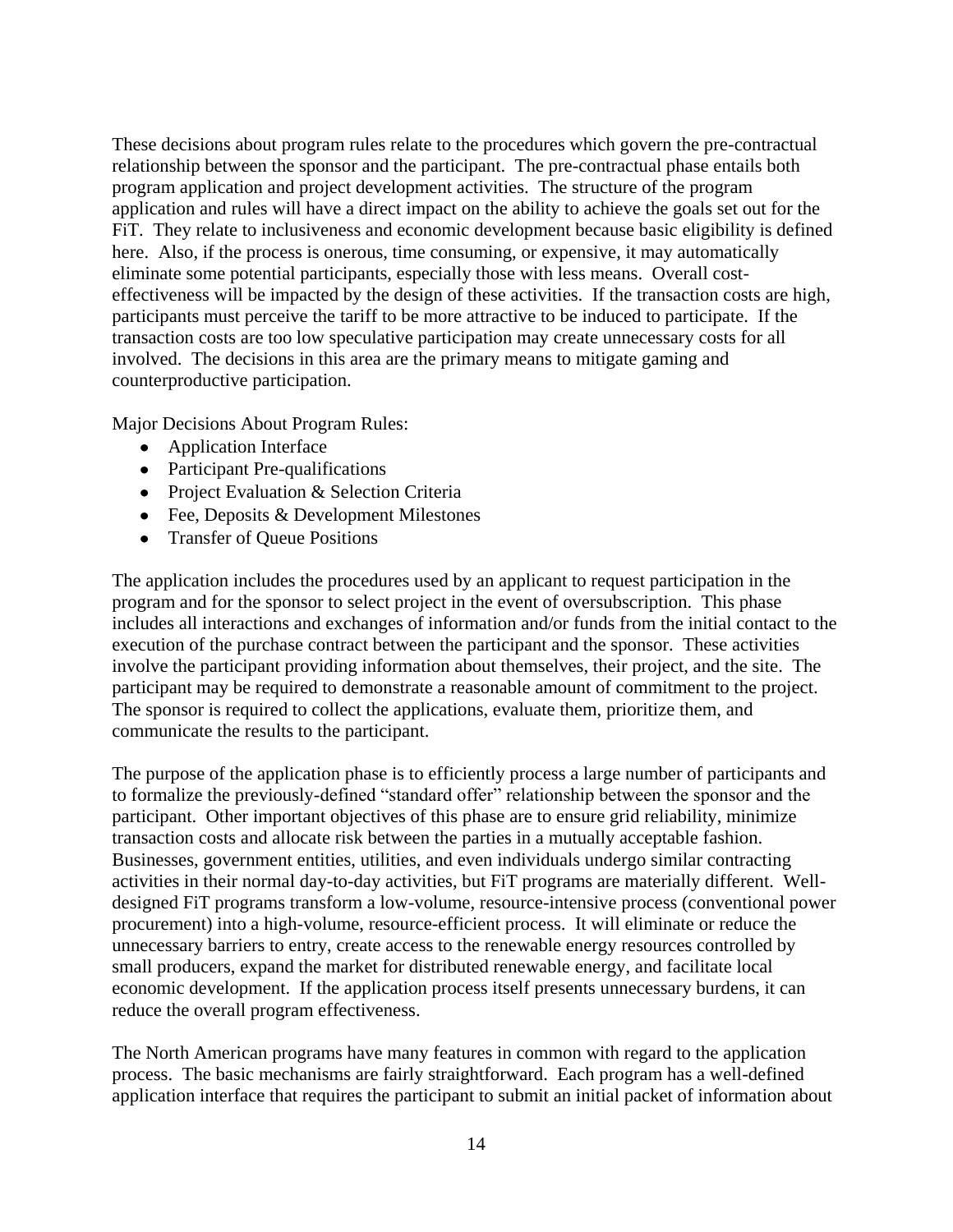These decisions about program rules relate to the procedures which govern the pre-contractual relationship between the sponsor and the participant. The pre-contractual phase entails both program application and project development activities. The structure of the program application and rules will have a direct impact on the ability to achieve the goals set out for the FiT. They relate to inclusiveness and economic development because basic eligibility is defined here. Also, if the process is onerous, time consuming, or expensive, it may automatically eliminate some potential participants, especially those with less means. Overall cost-effectiveness will be impacted by the design of these activities. If the transaction costs are high, participants must perceive the tariff to be more attractive to be induced to participate. If the transaction costs are too low speculative participation may create unnecessary costs for all involved. The decisions in this area are the primary means to mitigate gaming and counterproductive participation.

Major Decisions About Program Rules:

- Application Interface
- Participant Pre-qualifications
- Project Evaluation & Selection Criteria
- Fee, Deposits & Development Milestones
- Transfer of Queue Positions

The application includes the procedures used by an applicant to request participation in the program and for the sponsor to select project in the event of oversubscription. This phase includes all interactions and exchanges of information and/or funds from the initial contact to the execution of the purchase contract between the participant and the sponsor. These activities involve the participant providing information about themselves, their project, and the site. The participant may be required to demonstrate a reasonable amount of commitment to the project. The sponsor is required to collect the applications, evaluate them, prioritize them, and communicate the results to the participant.

The purpose of the application phase is to efficiently process a large number of participants and to formalize the previously-defined "standard offer" relationship between the sponsor and the participant. Other important objectives of this phase are to ensure grid reliability, minimize transaction costs and allocate risk between the parties in a mutually acceptable fashion. Businesses, government entities, utilities, and even individuals undergo similar contracting activities in their normal day-to-day activities, but FiT programs are materially different. Well-designed FiT programs transform a low-volume, resource-intensive process (conventional power procurement) into a high-volume, resource-efficient process. It will eliminate or reduce the unnecessary barriers to entry, create access to the renewable energy resources controlled by small producers, expand the market for distributed renewable energy, and facilitate local economic development. If the application process itself presents unnecessary burdens, it can reduce the overall program effectiveness.

The North American programs have many features in common with regard to the application process. The basic mechanisms are fairly straightforward. Each program has a well-defined application interface that requires the participant to submit an initial packet of information about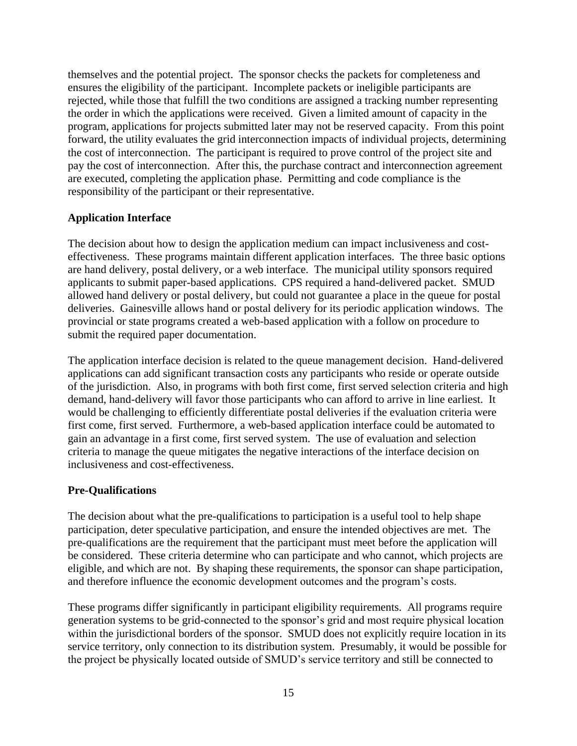themselves and the potential project. The sponsor checks the packets for completeness and ensures the eligibility of the participant. Incomplete packets or ineligible participants are rejected, while those that fulfill the two conditions are assigned a tracking number representing the order in which the applications were received. Given a limited amount of capacity in the program, applications for projects submitted later may not be reserved capacity. From this point forward, the utility evaluates the grid interconnection impacts of individual projects, determining the cost of interconnection. The participant is required to prove control of the project site and pay the cost of interconnection. After this, the purchase contract and interconnection agreement are executed, completing the application phase. Permitting and code compliance is the responsibility of the participant or their representative.

**Application Interface**

The decision about how to design the application medium can impact inclusiveness and cost-effectiveness. These programs maintain different application interfaces. The three basic options are hand delivery, postal delivery, or a web interface. The municipal utility sponsors required applicants to submit paper-based applications. CPS required a hand-delivered packet. SMUD allowed hand delivery or postal delivery, but could not guarantee a place in the queue for postal deliveries. Gainesville allows hand or postal delivery for its periodic application windows. The provincial or state programs created a web-based application with a follow on procedure to submit the required paper documentation.

The application interface decision is related to the queue management decision. Hand-delivered applications can add significant transaction costs any participants who reside or operate outside of the jurisdiction. Also, in programs with both first come, first served selection criteria and high demand, hand-delivery will favor those participants who can afford to arrive in line earliest. It would be challenging to efficiently differentiate postal deliveries if the evaluation criteria were first come, first served. Furthermore, a web-based application interface could be automated to gain an advantage in a first come, first served system. The use of evaluation and selection criteria to manage the queue mitigates the negative interactions of the interface decision on inclusiveness and cost-effectiveness.

**Pre-Qualifications**

The decision about what the pre-qualifications to participation is a useful tool to help shape participation, deter speculative participation, and ensure the intended objectives are met. The pre-qualifications are the requirement that the participant must meet before the application will be considered. These criteria determine who can participate and who cannot, which projects are eligible, and which are not. By shaping these requirements, the sponsor can shape participation, and therefore influence the economic development outcomes and the program's costs.

These programs differ significantly in participant eligibility requirements. All programs require generation systems to be grid-connected to the sponsor's grid and most require physical location within the jurisdictional borders of the sponsor. SMUD does not explicitly require location in its service territory, only connection to its distribution system. Presumably, it would be possible for the project be physically located outside of SMUD's service territory and still be connected to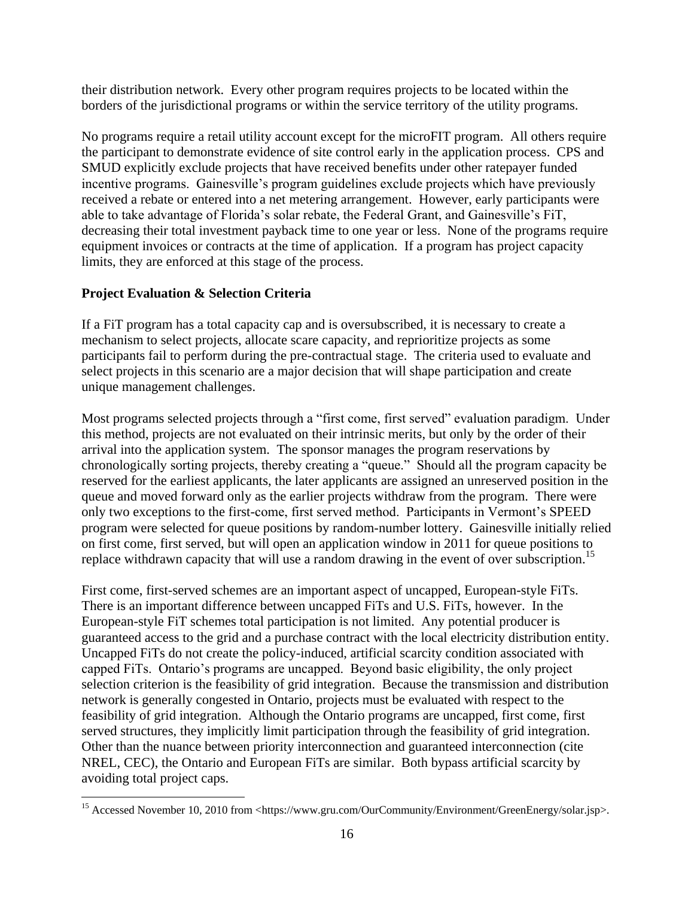their distribution network. Every other program requires projects to be located within the borders of the jurisdictional programs or within the service territory of the utility programs.

No programs require a retail utility account except for the microFIT program. All others require the participant to demonstrate evidence of site control early in the application process. CPS and SMUD explicitly exclude projects that have received benefits under other ratepayer funded incentive programs. Gainesville's program guidelines exclude projects which have previously received a rebate or entered into a net metering arrangement. However, early participants were able to take advantage of Florida's solar rebate, the Federal Grant, and Gainesville's FiT, decreasing their total investment payback time to one year or less. None of the programs require equipment invoices or contracts at the time of application. If a program has project capacity limits, they are enforced at this stage of the process.

**Project Evaluation & Selection Criteria**

If a FiT program has a total capacity cap and is oversubscribed, it is necessary to create a mechanism to select projects, allocate scare capacity, and reprioritize projects as some participants fail to perform during the pre-contractual stage. The criteria used to evaluate and select projects in this scenario are a major decision that will shape participation and create unique management challenges.

Most programs selected projects through a "first come, first served" evaluation paradigm. Under this method, projects are not evaluated on their intrinsic merits, but only by the order of their arrival into the application system. The sponsor manages the program reservations by chronologically sorting projects, thereby creating a "queue." Should all the program capacity be reserved for the earliest applicants, the later applicants are assigned an unreserved position in the queue and moved forward only as the earlier projects withdraw from the program. There were only two exceptions to the first-come, first served method. Participants in Vermont's SPEED program were selected for queue positions by random-number lottery. Gainesville initially relied on first come, first served, but will open an application window in 2011 for queue positions to replace withdrawn capacity that will use a random drawing in the event of over subscription.[15]

First come, first-served schemes are an important aspect of uncapped, European-style FiTs. There is an important difference between uncapped FiTs and U.S. FiTs, however. In the European-style FiT schemes total participation is not limited. Any potential producer is guaranteed access to the grid and a purchase contract with the local electricity distribution entity. Uncapped FiTs do not create the policy-induced, artificial scarcity condition associated with capped FiTs. Ontario's programs are uncapped. Beyond basic eligibility, the only project selection criterion is the feasibility of grid integration. Because the transmission and distribution network is generally congested in Ontario, projects must be evaluated with respect to the feasibility of grid integration. Although the Ontario programs are uncapped, first come, first served structures, they implicitly limit participation through the feasibility of grid integration. Other than the nuance between priority interconnection and guaranteed interconnection (cite NREL, CEC), the Ontario and European FiTs are similar. Both bypass artificial scarcity by avoiding total project caps.

[15] Accessed November 10, 2010 from <https://www.gru.com/OurCommunity/Environment/GreenEnergy/solar.jsp>.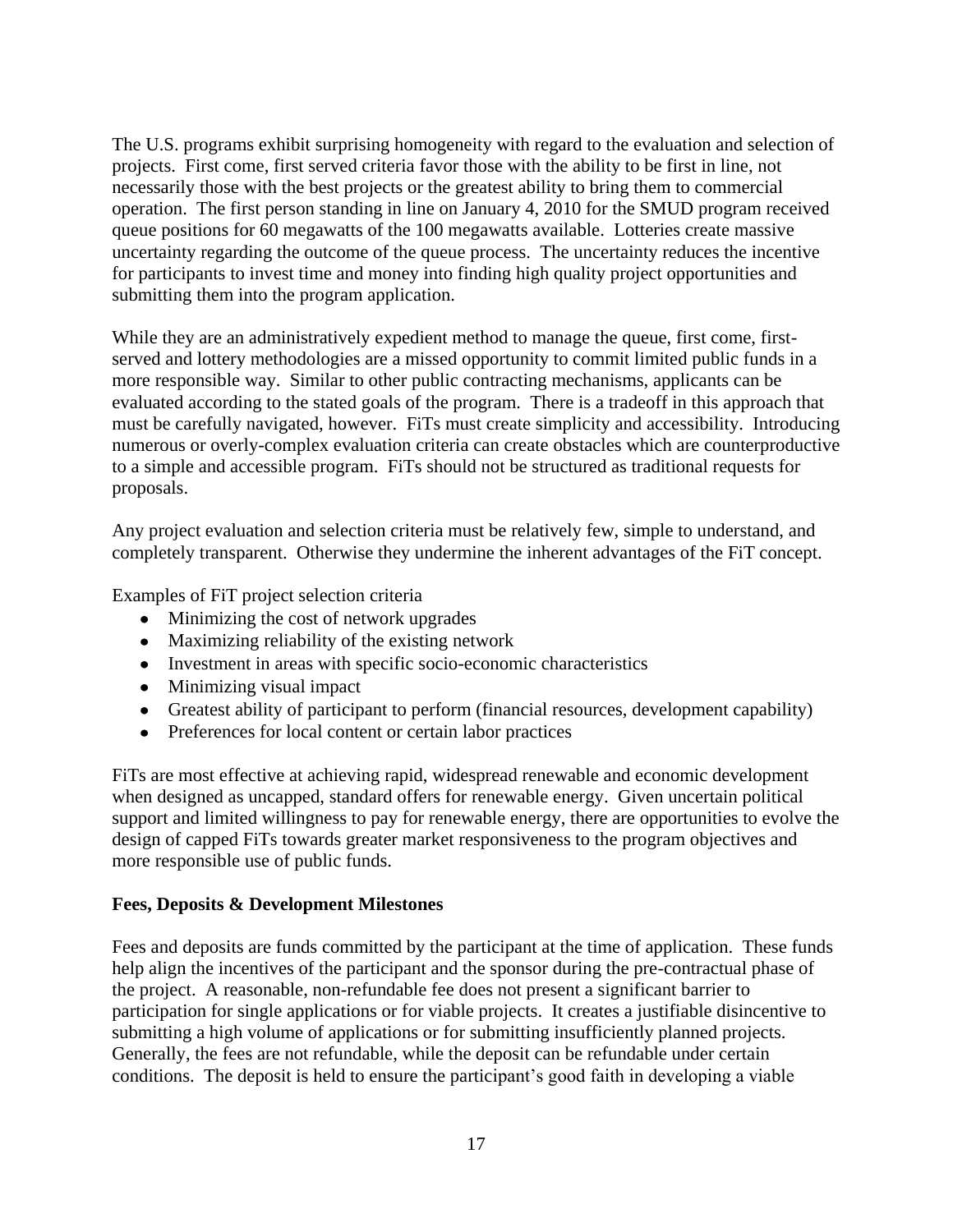The U.S. programs exhibit surprising homogeneity with regard to the evaluation and selection of projects. First come, first served criteria favor those with the ability to be first in line, not necessarily those with the best projects or the greatest ability to bring them to commercial operation. The first person standing in line on January 4, 2010 for the SMUD program received queue positions for 60 megawatts of the 100 megawatts available. Lotteries create massive uncertainty regarding the outcome of the queue process. The uncertainty reduces the incentive for participants to invest time and money into finding high quality project opportunities and submitting them into the program application.

While they are an administratively expedient method to manage the queue, first come, first-served and lottery methodologies are a missed opportunity to commit limited public funds in a more responsible way. Similar to other public contracting mechanisms, applicants can be evaluated according to the stated goals of the program. There is a tradeoff in this approach that must be carefully navigated, however. FiTs must create simplicity and accessibility. Introducing numerous or overly-complex evaluation criteria can create obstacles which are counterproductive to a simple and accessible program. FiTs should not be structured as traditional requests for proposals.

Any project evaluation and selection criteria must be relatively few, simple to understand, and completely transparent. Otherwise they undermine the inherent advantages of the FiT concept.

Examples of FiT project selection criteria

- Minimizing the cost of network upgrades
- Maximizing reliability of the existing network
- Investment in areas with specific socio-economic characteristics
- Minimizing visual impact
- Greatest ability of participant to perform (financial resources, development capability)
- Preferences for local content or certain labor practices

FiTs are most effective at achieving rapid, widespread renewable and economic development when designed as uncapped, standard offers for renewable energy. Given uncertain political support and limited willingness to pay for renewable energy, there are opportunities to evolve the design of capped FiTs towards greater market responsiveness to the program objectives and more responsible use of public funds.

**Fees, Deposits & Development Milestones**

Fees and deposits are funds committed by the participant at the time of application. These funds help align the incentives of the participant and the sponsor during the pre-contractual phase of the project. A reasonable, non-refundable fee does not present a significant barrier to participation for single applications or for viable projects. It creates a justifiable disincentive to submitting a high volume of applications or for submitting insufficiently planned projects. Generally, the fees are not refundable, while the deposit can be refundable under certain conditions. The deposit is held to ensure the participant's good faith in developing a viable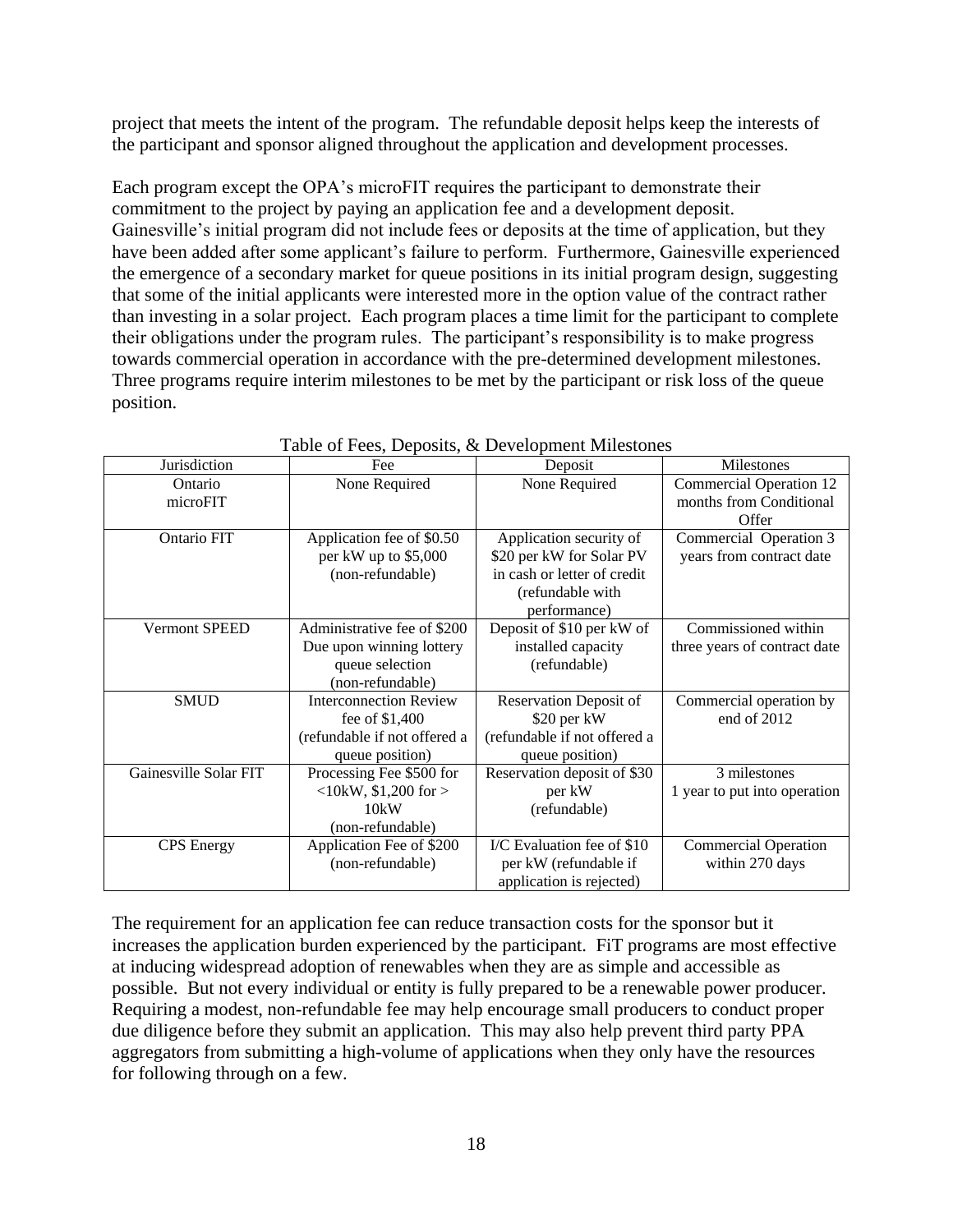project that meets the intent of the program. The refundable deposit helps keep the interests of the participant and sponsor aligned throughout the application and development processes.

Each program except the OPA's microFIT requires the participant to demonstrate their commitment to the project by paying an application fee and a development deposit. Gainesville's initial program did not include fees or deposits at the time of application, but they have been added after some applicant's failure to perform. Furthermore, Gainesville experienced the emergence of a secondary market for queue positions in its initial program design, suggesting that some of the initial applicants were interested more in the option value of the contract rather than investing in a solar project. Each program places a time limit for the participant to complete their obligations under the program rules. The participant's responsibility is to make progress towards commercial operation in accordance with the pre-determined development milestones. Three programs require interim milestones to be met by the participant or risk loss of the queue position.

Table of Fees, Deposits, & Development Milestones

| Jurisdiction | Fee | Deposit | Milestones |
|---|---|---|---|
| Ontario microFIT | None Required | None Required | Commercial Operation 12 months from Conditional Offer |
| Ontario FIT | Application fee of $0.50 per kW up to $5,000 (non-refundable) | Application security of $20 per kW for Solar PV in cash or letter of credit (refundable with performance) | Commercial Operation 3 years from contract date |
| Vermont SPEED | Administrative fee of $200 Due upon winning lottery queue selection (non-refundable) | Deposit of $10 per kW of installed capacity (refundable) | Commissioned within three years of contract date |
| SMUD | Interconnection Review fee of $1,400 (refundable if not offered a queue position) | Reservation Deposit of $20 per kW (refundable if not offered a queue position) | Commercial operation by end of 2012 |
| Gainesville Solar FIT | Processing Fee $500 for <10kW, $1,200 for > 10kW (non-refundable) | Reservation deposit of $30 per kW (refundable) | 3 milestones 1 year to put into operation |
| CPS Energy | Application Fee of $200 (non-refundable) | I/C Evaluation fee of $10 per kW (refundable if application is rejected) | Commercial Operation within 270 days |

The requirement for an application fee can reduce transaction costs for the sponsor but it increases the application burden experienced by the participant. FiT programs are most effective at inducing widespread adoption of renewables when they are as simple and accessible as possible. But not every individual or entity is fully prepared to be a renewable power producer. Requiring a modest, non-refundable fee may help encourage small producers to conduct proper due diligence before they submit an application. This may also help prevent third party PPA aggregators from submitting a high-volume of applications when they only have the resources for following through on a few.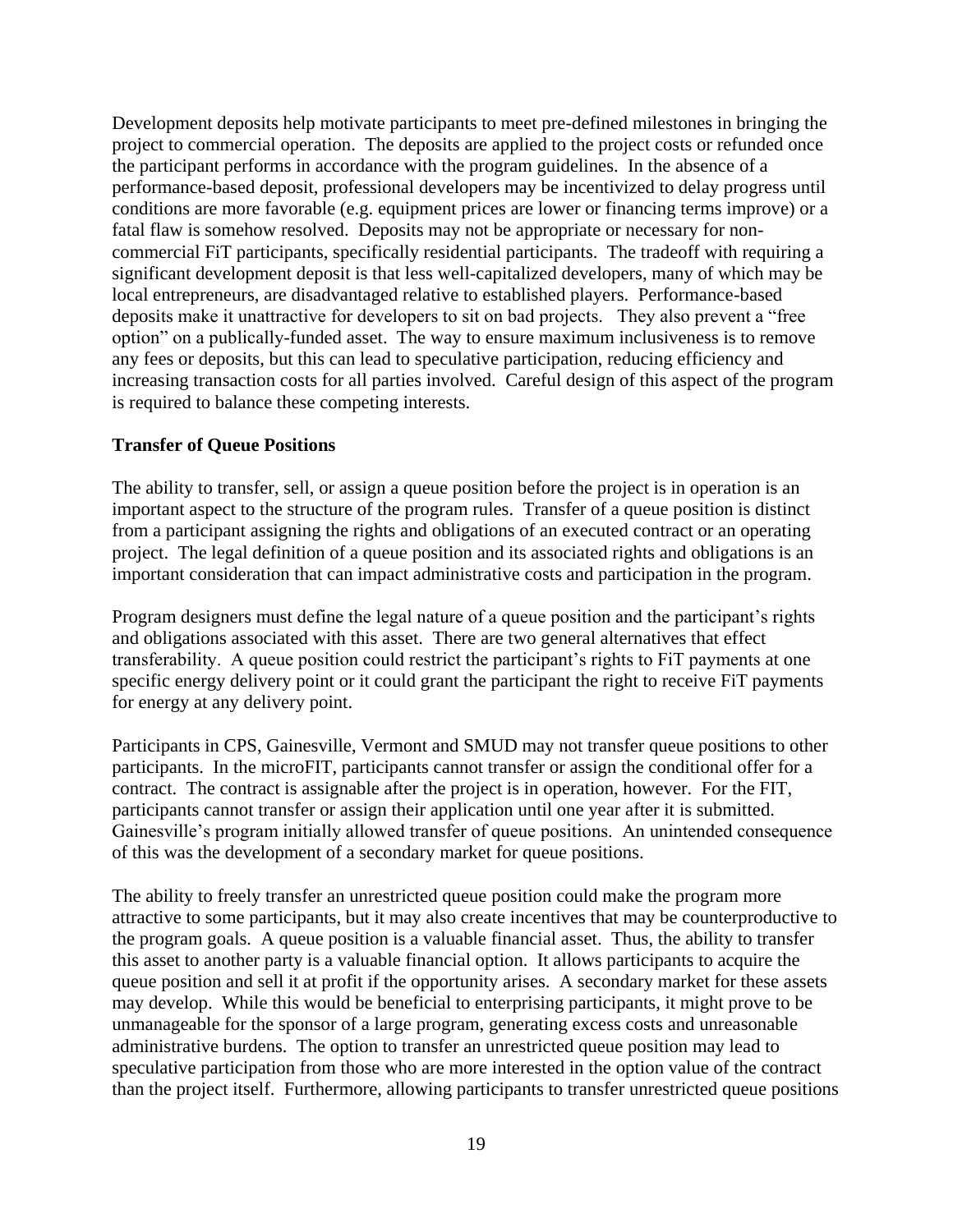Development deposits help motivate participants to meet pre-defined milestones in bringing the project to commercial operation. The deposits are applied to the project costs or refunded once the participant performs in accordance with the program guidelines. In the absence of a performance-based deposit, professional developers may be incentivized to delay progress until conditions are more favorable (e.g. equipment prices are lower or financing terms improve) or a fatal flaw is somehow resolved. Deposits may not be appropriate or necessary for non-commercial FiT participants, specifically residential participants. The tradeoff with requiring a significant development deposit is that less well-capitalized developers, many of which may be local entrepreneurs, are disadvantaged relative to established players. Performance-based deposits make it unattractive for developers to sit on bad projects. They also prevent a "free option" on a publically-funded asset. The way to ensure maximum inclusiveness is to remove any fees or deposits, but this can lead to speculative participation, reducing efficiency and increasing transaction costs for all parties involved. Careful design of this aspect of the program is required to balance these competing interests.

**Transfer of Queue Positions**

The ability to transfer, sell, or assign a queue position before the project is in operation is an important aspect to the structure of the program rules. Transfer of a queue position is distinct from a participant assigning the rights and obligations of an executed contract or an operating project. The legal definition of a queue position and its associated rights and obligations is an important consideration that can impact administrative costs and participation in the program.

Program designers must define the legal nature of a queue position and the participant's rights and obligations associated with this asset. There are two general alternatives that effect transferability. A queue position could restrict the participant's rights to FiT payments at one specific energy delivery point or it could grant the participant the right to receive FiT payments for energy at any delivery point.

Participants in CPS, Gainesville, Vermont and SMUD may not transfer queue positions to other participants. In the microFIT, participants cannot transfer or assign the conditional offer for a contract. The contract is assignable after the project is in operation, however. For the FIT, participants cannot transfer or assign their application until one year after it is submitted. Gainesville's program initially allowed transfer of queue positions. An unintended consequence of this was the development of a secondary market for queue positions.

The ability to freely transfer an unrestricted queue position could make the program more attractive to some participants, but it may also create incentives that may be counterproductive to the program goals. A queue position is a valuable financial asset. Thus, the ability to transfer this asset to another party is a valuable financial option. It allows participants to acquire the queue position and sell it at profit if the opportunity arises. A secondary market for these assets may develop. While this would be beneficial to enterprising participants, it might prove to be unmanageable for the sponsor of a large program, generating excess costs and unreasonable administrative burdens. The option to transfer an unrestricted queue position may lead to speculative participation from those who are more interested in the option value of the contract than the project itself. Furthermore, allowing participants to transfer unrestricted queue positions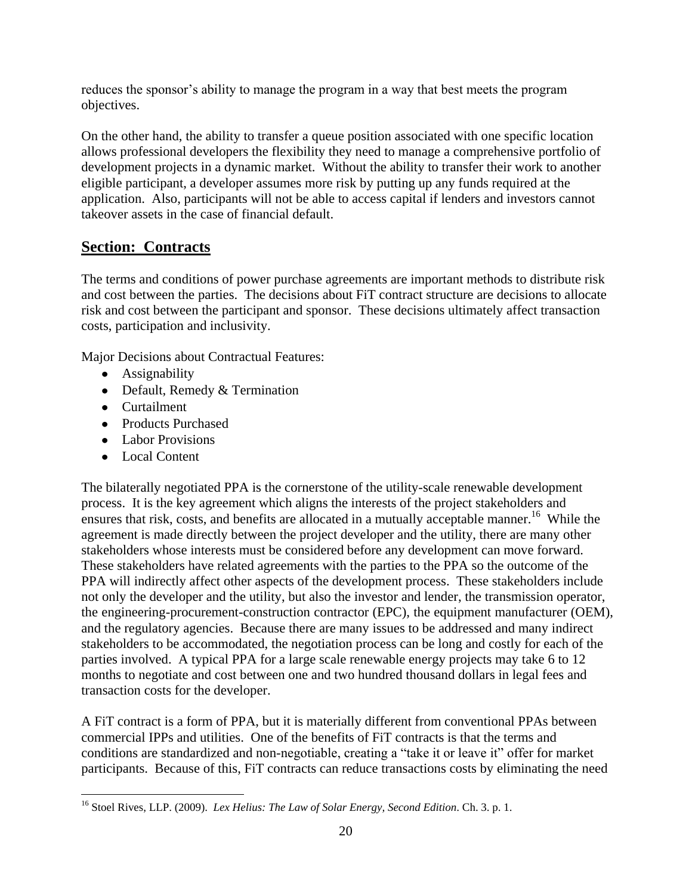reduces the sponsor's ability to manage the program in a way that best meets the program objectives.

On the other hand, the ability to transfer a queue position associated with one specific location allows professional developers the flexibility they need to manage a comprehensive portfolio of development projects in a dynamic market. Without the ability to transfer their work to another eligible participant, a developer assumes more risk by putting up any funds required at the application. Also, participants will not be able to access capital if lenders and investors cannot takeover assets in the case of financial default.

## Section: Contracts

The terms and conditions of power purchase agreements are important methods to distribute risk and cost between the parties. The decisions about FiT contract structure are decisions to allocate risk and cost between the participant and sponsor. These decisions ultimately affect transaction costs, participation and inclusivity.

Major Decisions about Contractual Features:

- Assignability
- Default, Remedy & Termination
- Curtailment
- Products Purchased
- Labor Provisions
- Local Content

The bilaterally negotiated PPA is the cornerstone of the utility-scale renewable development process. It is the key agreement which aligns the interests of the project stakeholders and ensures that risk, costs, and benefits are allocated in a mutually acceptable manner.[16] While the agreement is made directly between the project developer and the utility, there are many other stakeholders whose interests must be considered before any development can move forward. These stakeholders have related agreements with the parties to the PPA so the outcome of the PPA will indirectly affect other aspects of the development process. These stakeholders include not only the developer and the utility, but also the investor and lender, the transmission operator, the engineering-procurement-construction contractor (EPC), the equipment manufacturer (OEM), and the regulatory agencies. Because there are many issues to be addressed and many indirect stakeholders to be accommodated, the negotiation process can be long and costly for each of the parties involved. A typical PPA for a large scale renewable energy projects may take 6 to 12 months to negotiate and cost between one and two hundred thousand dollars in legal fees and transaction costs for the developer.

A FiT contract is a form of PPA, but it is materially different from conventional PPAs between commercial IPPs and utilities. One of the benefits of FiT contracts is that the terms and conditions are standardized and non-negotiable, creating a "take it or leave it" offer for market participants. Because of this, FiT contracts can reduce transactions costs by eliminating the need

[16] Stoel Rives, LLP. (2009). *Lex Helius: The Law of Solar Energy, Second Edition*. Ch. 3. p. 1.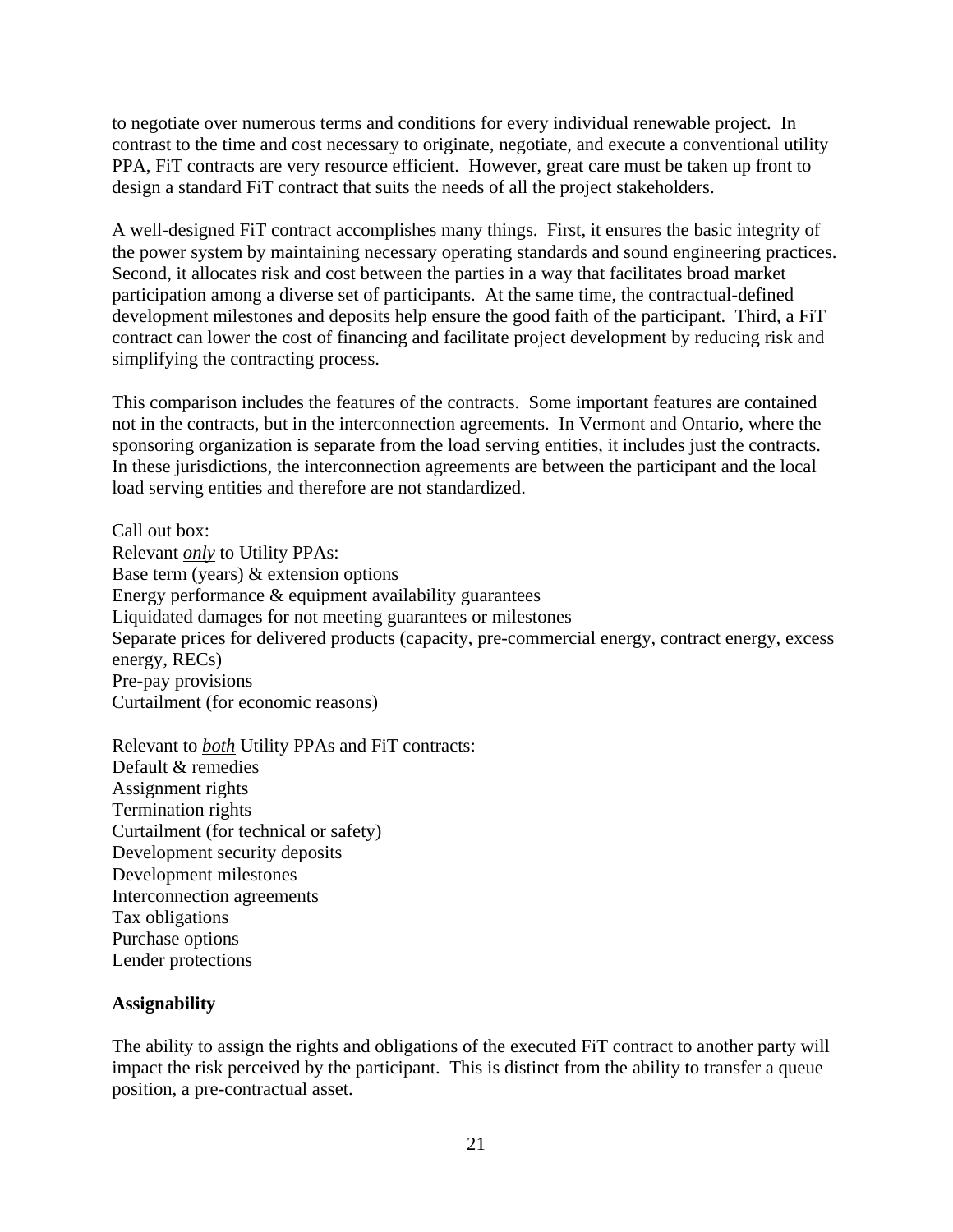to negotiate over numerous terms and conditions for every individual renewable project. In contrast to the time and cost necessary to originate, negotiate, and execute a conventional utility PPA, FiT contracts are very resource efficient. However, great care must be taken up front to design a standard FiT contract that suits the needs of all the project stakeholders.

A well-designed FiT contract accomplishes many things. First, it ensures the basic integrity of the power system by maintaining necessary operating standards and sound engineering practices. Second, it allocates risk and cost between the parties in a way that facilitates broad market participation among a diverse set of participants. At the same time, the contractual-defined development milestones and deposits help ensure the good faith of the participant. Third, a FiT contract can lower the cost of financing and facilitate project development by reducing risk and simplifying the contracting process.

This comparison includes the features of the contracts. Some important features are contained not in the contracts, but in the interconnection agreements. In Vermont and Ontario, where the sponsoring organization is separate from the load serving entities, it includes just the contracts. In these jurisdictions, the interconnection agreements are between the participant and the local load serving entities and therefore are not standardized.

Call out box:
Relevant ***only*** to Utility PPAs:
Base term (years) & extension options
Energy performance & equipment availability guarantees
Liquidated damages for not meeting guarantees or milestones
Separate prices for delivered products (capacity, pre-commercial energy, contract energy, excess energy, RECs)
Pre-pay provisions
Curtailment (for economic reasons)

Relevant to ***both*** Utility PPAs and FiT contracts:
Default & remedies
Assignment rights
Termination rights
Curtailment (for technical or safety)
Development security deposits
Development milestones
Interconnection agreements
Tax obligations
Purchase options
Lender protections

**Assignability**

The ability to assign the rights and obligations of the executed FiT contract to another party will impact the risk perceived by the participant. This is distinct from the ability to transfer a queue position, a pre-contractual asset.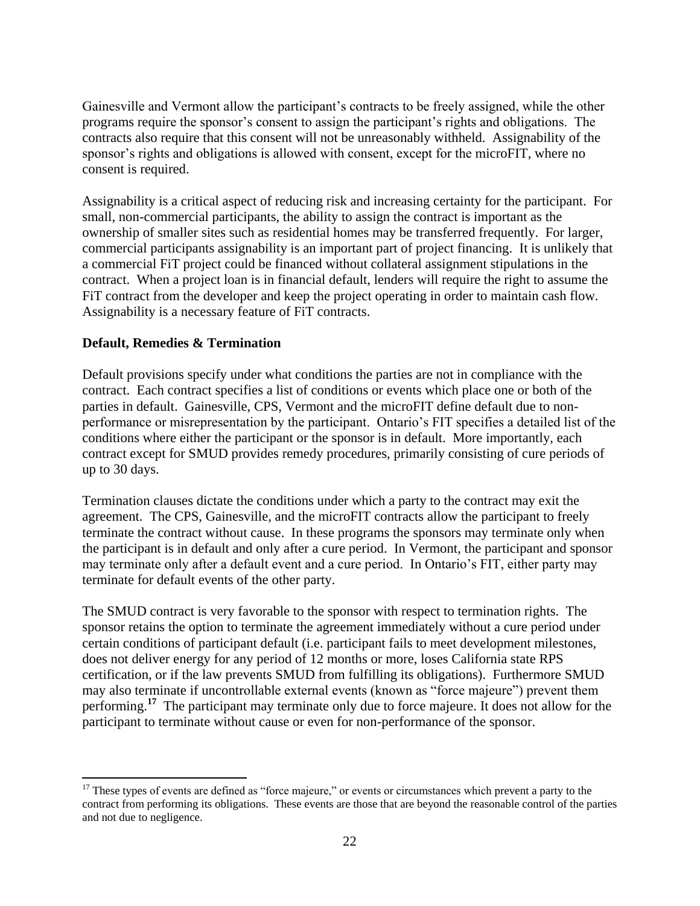Gainesville and Vermont allow the participant's contracts to be freely assigned, while the other programs require the sponsor's consent to assign the participant's rights and obligations. The contracts also require that this consent will not be unreasonably withheld. Assignability of the sponsor's rights and obligations is allowed with consent, except for the microFIT, where no consent is required.

Assignability is a critical aspect of reducing risk and increasing certainty for the participant. For small, non-commercial participants, the ability to assign the contract is important as the ownership of smaller sites such as residential homes may be transferred frequently. For larger, commercial participants assignability is an important part of project financing. It is unlikely that a commercial FiT project could be financed without collateral assignment stipulations in the contract. When a project loan is in financial default, lenders will require the right to assume the FiT contract from the developer and keep the project operating in order to maintain cash flow. Assignability is a necessary feature of FiT contracts.

**Default, Remedies & Termination**

Default provisions specify under what conditions the parties are not in compliance with the contract. Each contract specifies a list of conditions or events which place one or both of the parties in default. Gainesville, CPS, Vermont and the microFIT define default due to non-performance or misrepresentation by the participant. Ontario's FIT specifies a detailed list of the conditions where either the participant or the sponsor is in default. More importantly, each contract except for SMUD provides remedy procedures, primarily consisting of cure periods of up to 30 days.

Termination clauses dictate the conditions under which a party to the contract may exit the agreement. The CPS, Gainesville, and the microFIT contracts allow the participant to freely terminate the contract without cause. In these programs the sponsors may terminate only when the participant is in default and only after a cure period. In Vermont, the participant and sponsor may terminate only after a default event and a cure period. In Ontario's FIT, either party may terminate for default events of the other party.

The SMUD contract is very favorable to the sponsor with respect to termination rights. The sponsor retains the option to terminate the agreement immediately without a cure period under certain conditions of participant default (i.e. participant fails to meet development milestones, does not deliver energy for any period of 12 months or more, loses California state RPS certification, or if the law prevents SMUD from fulfilling its obligations). Furthermore SMUD may also terminate if uncontrollable external events (known as "force majeure") prevent them performing.[17] The participant may terminate only due to force majeure. It does not allow for the participant to terminate without cause or even for non-performance of the sponsor.

[17] These types of events are defined as "force majeure," or events or circumstances which prevent a party to the contract from performing its obligations. These events are those that are beyond the reasonable control of the parties and not due to negligence.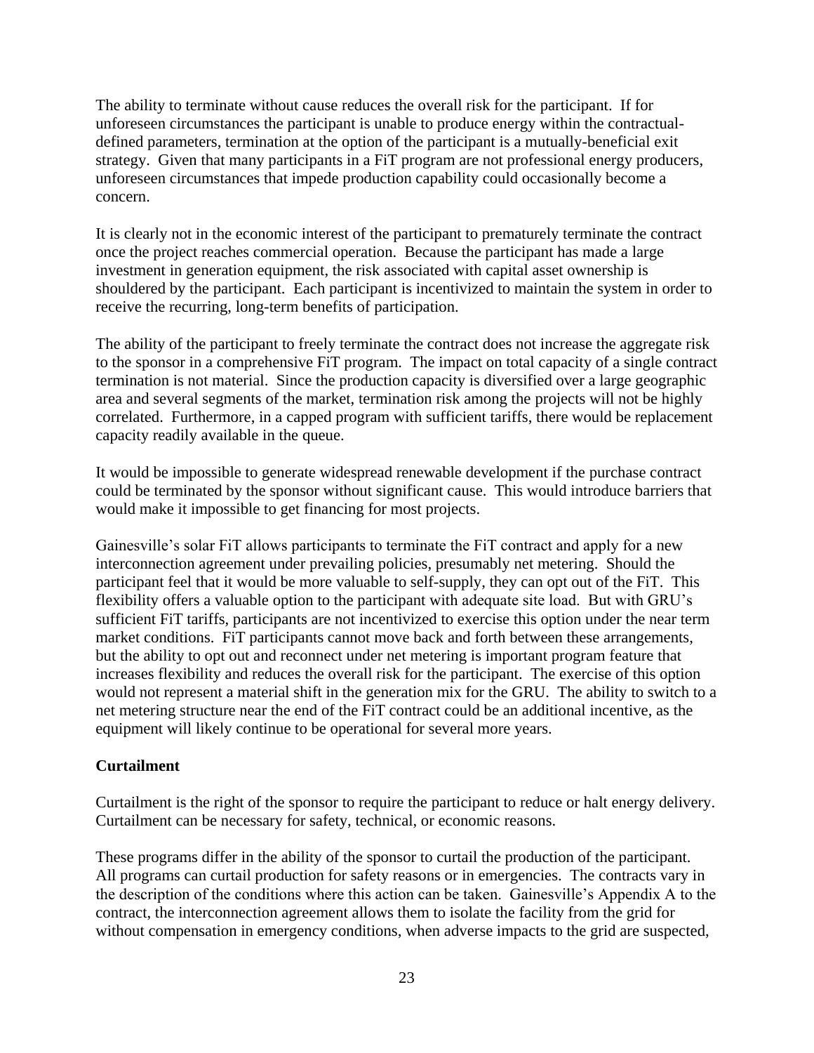The ability to terminate without cause reduces the overall risk for the participant. If for unforeseen circumstances the participant is unable to produce energy within the contractual-defined parameters, termination at the option of the participant is a mutually-beneficial exit strategy. Given that many participants in a FiT program are not professional energy producers, unforeseen circumstances that impede production capability could occasionally become a concern.

It is clearly not in the economic interest of the participant to prematurely terminate the contract once the project reaches commercial operation. Because the participant has made a large investment in generation equipment, the risk associated with capital asset ownership is shouldered by the participant. Each participant is incentivized to maintain the system in order to receive the recurring, long-term benefits of participation.

The ability of the participant to freely terminate the contract does not increase the aggregate risk to the sponsor in a comprehensive FiT program. The impact on total capacity of a single contract termination is not material. Since the production capacity is diversified over a large geographic area and several segments of the market, termination risk among the projects will not be highly correlated. Furthermore, in a capped program with sufficient tariffs, there would be replacement capacity readily available in the queue.

It would be impossible to generate widespread renewable development if the purchase contract could be terminated by the sponsor without significant cause. This would introduce barriers that would make it impossible to get financing for most projects.

Gainesville's solar FiT allows participants to terminate the FiT contract and apply for a new interconnection agreement under prevailing policies, presumably net metering. Should the participant feel that it would be more valuable to self-supply, they can opt out of the FiT. This flexibility offers a valuable option to the participant with adequate site load. But with GRU's sufficient FiT tariffs, participants are not incentivized to exercise this option under the near term market conditions. FiT participants cannot move back and forth between these arrangements, but the ability to opt out and reconnect under net metering is important program feature that increases flexibility and reduces the overall risk for the participant. The exercise of this option would not represent a material shift in the generation mix for the GRU. The ability to switch to a net metering structure near the end of the FiT contract could be an additional incentive, as the equipment will likely continue to be operational for several more years.

**Curtailment**

Curtailment is the right of the sponsor to require the participant to reduce or halt energy delivery. Curtailment can be necessary for safety, technical, or economic reasons.

These programs differ in the ability of the sponsor to curtail the production of the participant. All programs can curtail production for safety reasons or in emergencies. The contracts vary in the description of the conditions where this action can be taken. Gainesville's Appendix A to the contract, the interconnection agreement allows them to isolate the facility from the grid for without compensation in emergency conditions, when adverse impacts to the grid are suspected,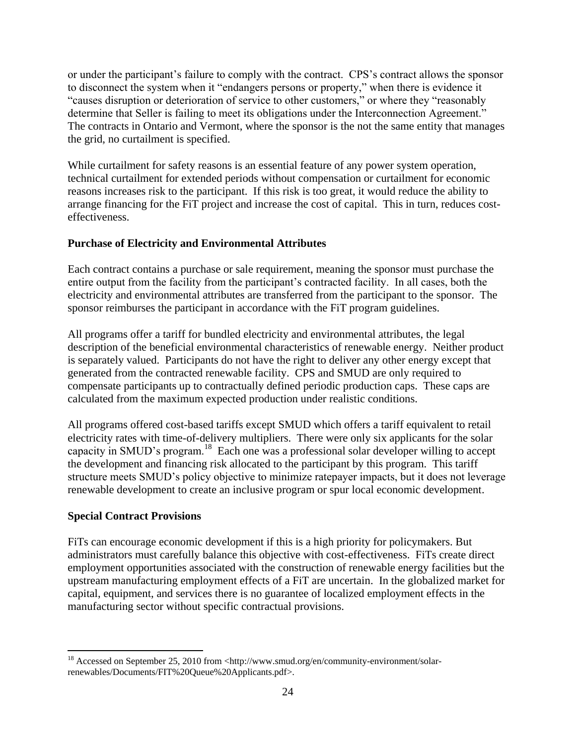or under the participant's failure to comply with the contract. CPS's contract allows the sponsor to disconnect the system when it "endangers persons or property," when there is evidence it "causes disruption or deterioration of service to other customers," or where they "reasonably determine that Seller is failing to meet its obligations under the Interconnection Agreement." The contracts in Ontario and Vermont, where the sponsor is the not the same entity that manages the grid, no curtailment is specified.

While curtailment for safety reasons is an essential feature of any power system operation, technical curtailment for extended periods without compensation or curtailment for economic reasons increases risk to the participant. If this risk is too great, it would reduce the ability to arrange financing for the FiT project and increase the cost of capital. This in turn, reduces cost-effectiveness.

**Purchase of Electricity and Environmental Attributes**

Each contract contains a purchase or sale requirement, meaning the sponsor must purchase the entire output from the facility from the participant's contracted facility. In all cases, both the electricity and environmental attributes are transferred from the participant to the sponsor. The sponsor reimburses the participant in accordance with the FiT program guidelines.

All programs offer a tariff for bundled electricity and environmental attributes, the legal description of the beneficial environmental characteristics of renewable energy. Neither product is separately valued. Participants do not have the right to deliver any other energy except that generated from the contracted renewable facility. CPS and SMUD are only required to compensate participants up to contractually defined periodic production caps. These caps are calculated from the maximum expected production under realistic conditions.

All programs offered cost-based tariffs except SMUD which offers a tariff equivalent to retail electricity rates with time-of-delivery multipliers. There were only six applicants for the solar capacity in SMUD's program.[18] Each one was a professional solar developer willing to accept the development and financing risk allocated to the participant by this program. This tariff structure meets SMUD's policy objective to minimize ratepayer impacts, but it does not leverage renewable development to create an inclusive program or spur local economic development.

**Special Contract Provisions**

FiTs can encourage economic development if this is a high priority for policymakers. But administrators must carefully balance this objective with cost-effectiveness. FiTs create direct employment opportunities associated with the construction of renewable energy facilities but the upstream manufacturing employment effects of a FiT are uncertain. In the globalized market for capital, equipment, and services there is no guarantee of localized employment effects in the manufacturing sector without specific contractual provisions.

---

[18] Accessed on September 25, 2010 from <http://www.smud.org/en/community-environment/solar-renewables/Documents/FIT%20Queue%20Applicants.pdf>.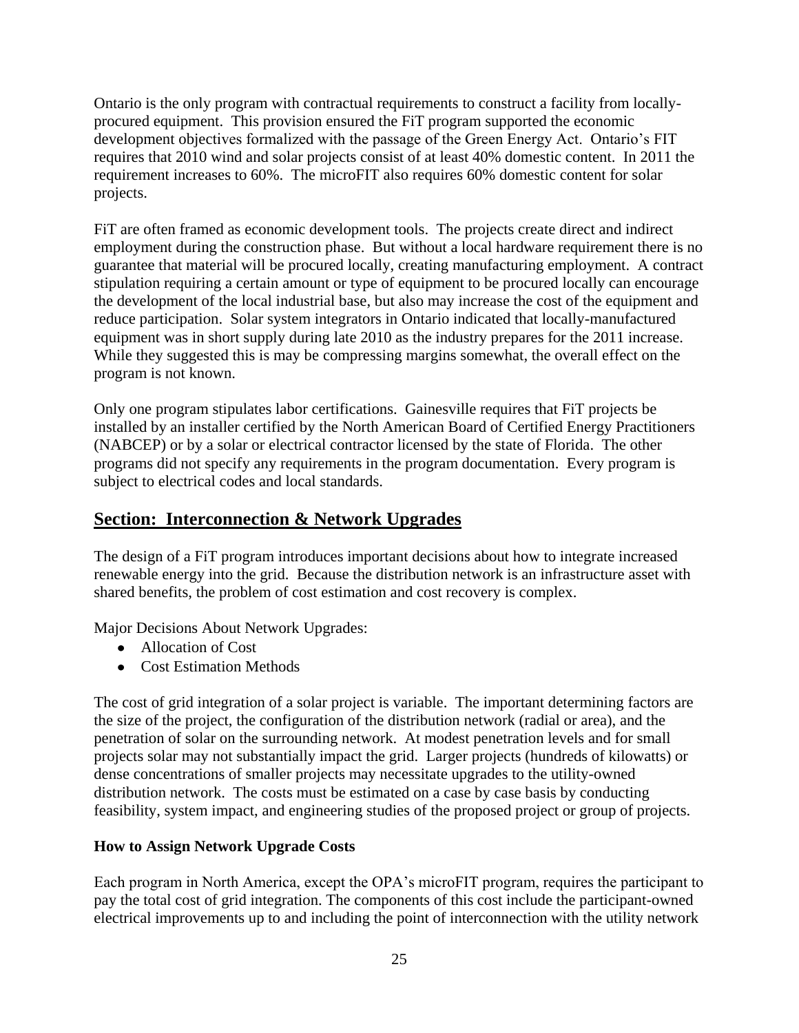Ontario is the only program with contractual requirements to construct a facility from locally-procured equipment. This provision ensured the FiT program supported the economic development objectives formalized with the passage of the Green Energy Act. Ontario's FIT requires that 2010 wind and solar projects consist of at least 40% domestic content. In 2011 the requirement increases to 60%. The microFIT also requires 60% domestic content for solar projects.

FiT are often framed as economic development tools. The projects create direct and indirect employment during the construction phase. But without a local hardware requirement there is no guarantee that material will be procured locally, creating manufacturing employment. A contract stipulation requiring a certain amount or type of equipment to be procured locally can encourage the development of the local industrial base, but also may increase the cost of the equipment and reduce participation. Solar system integrators in Ontario indicated that locally-manufactured equipment was in short supply during late 2010 as the industry prepares for the 2011 increase. While they suggested this is may be compressing margins somewhat, the overall effect on the program is not known.

Only one program stipulates labor certifications. Gainesville requires that FiT projects be installed by an installer certified by the North American Board of Certified Energy Practitioners (NABCEP) or by a solar or electrical contractor licensed by the state of Florida. The other programs did not specify any requirements in the program documentation. Every program is subject to electrical codes and local standards.

## Section: Interconnection & Network Upgrades

The design of a FiT program introduces important decisions about how to integrate increased renewable energy into the grid. Because the distribution network is an infrastructure asset with shared benefits, the problem of cost estimation and cost recovery is complex.

Major Decisions About Network Upgrades:

- Allocation of Cost
- Cost Estimation Methods

The cost of grid integration of a solar project is variable. The important determining factors are the size of the project, the configuration of the distribution network (radial or area), and the penetration of solar on the surrounding network. At modest penetration levels and for small projects solar may not substantially impact the grid. Larger projects (hundreds of kilowatts) or dense concentrations of smaller projects may necessitate upgrades to the utility-owned distribution network. The costs must be estimated on a case by case basis by conducting feasibility, system impact, and engineering studies of the proposed project or group of projects.

### How to Assign Network Upgrade Costs

Each program in North America, except the OPA's microFIT program, requires the participant to pay the total cost of grid integration. The components of this cost include the participant-owned electrical improvements up to and including the point of interconnection with the utility network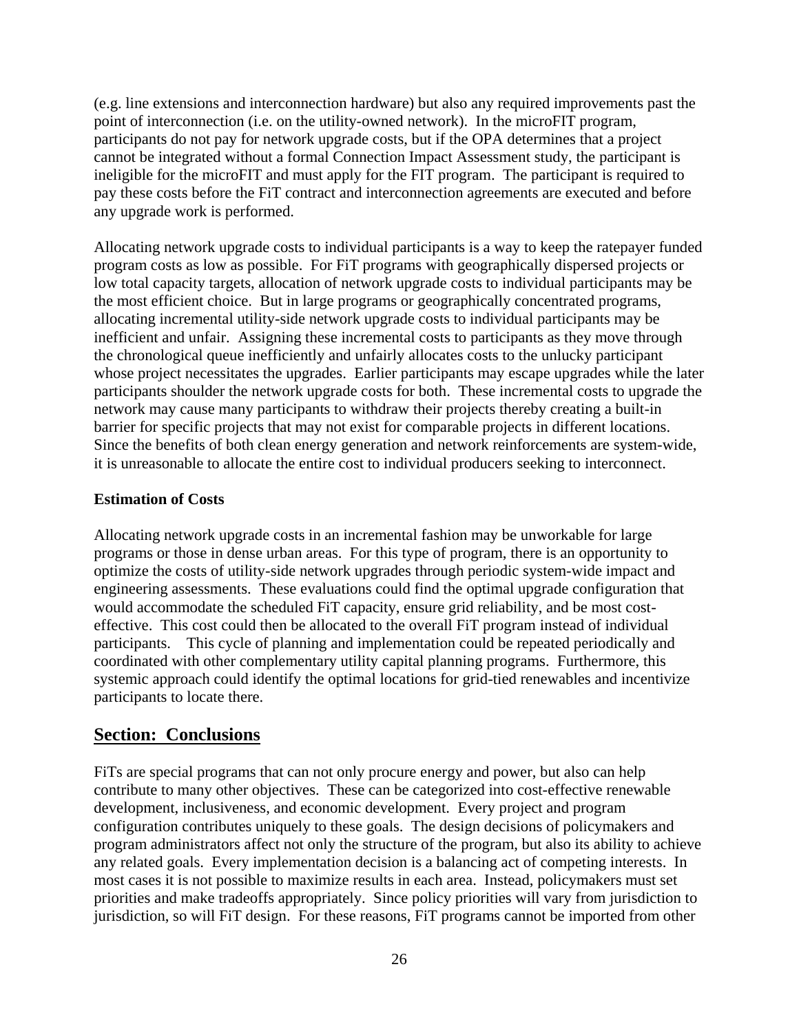(e.g. line extensions and interconnection hardware) but also any required improvements past the point of interconnection (i.e. on the utility-owned network). In the microFIT program, participants do not pay for network upgrade costs, but if the OPA determines that a project cannot be integrated without a formal Connection Impact Assessment study, the participant is ineligible for the microFIT and must apply for the FIT program. The participant is required to pay these costs before the FiT contract and interconnection agreements are executed and before any upgrade work is performed.

Allocating network upgrade costs to individual participants is a way to keep the ratepayer funded program costs as low as possible. For FiT programs with geographically dispersed projects or low total capacity targets, allocation of network upgrade costs to individual participants may be the most efficient choice. But in large programs or geographically concentrated programs, allocating incremental utility-side network upgrade costs to individual participants may be inefficient and unfair. Assigning these incremental costs to participants as they move through the chronological queue inefficiently and unfairly allocates costs to the unlucky participant whose project necessitates the upgrades. Earlier participants may escape upgrades while the later participants shoulder the network upgrade costs for both. These incremental costs to upgrade the network may cause many participants to withdraw their projects thereby creating a built-in barrier for specific projects that may not exist for comparable projects in different locations. Since the benefits of both clean energy generation and network reinforcements are system-wide, it is unreasonable to allocate the entire cost to individual producers seeking to interconnect.

**Estimation of Costs**

Allocating network upgrade costs in an incremental fashion may be unworkable for large programs or those in dense urban areas. For this type of program, there is an opportunity to optimize the costs of utility-side network upgrades through periodic system-wide impact and engineering assessments. These evaluations could find the optimal upgrade configuration that would accommodate the scheduled FiT capacity, ensure grid reliability, and be most cost-effective. This cost could then be allocated to the overall FiT program instead of individual participants. This cycle of planning and implementation could be repeated periodically and coordinated with other complementary utility capital planning programs. Furthermore, this systemic approach could identify the optimal locations for grid-tied renewables and incentivize participants to locate there.

## Section: Conclusions

FiTs are special programs that can not only procure energy and power, but also can help contribute to many other objectives. These can be categorized into cost-effective renewable development, inclusiveness, and economic development. Every project and program configuration contributes uniquely to these goals. The design decisions of policymakers and program administrators affect not only the structure of the program, but also its ability to achieve any related goals. Every implementation decision is a balancing act of competing interests. In most cases it is not possible to maximize results in each area. Instead, policymakers must set priorities and make tradeoffs appropriately. Since policy priorities will vary from jurisdiction to jurisdiction, so will FiT design. For these reasons, FiT programs cannot be imported from other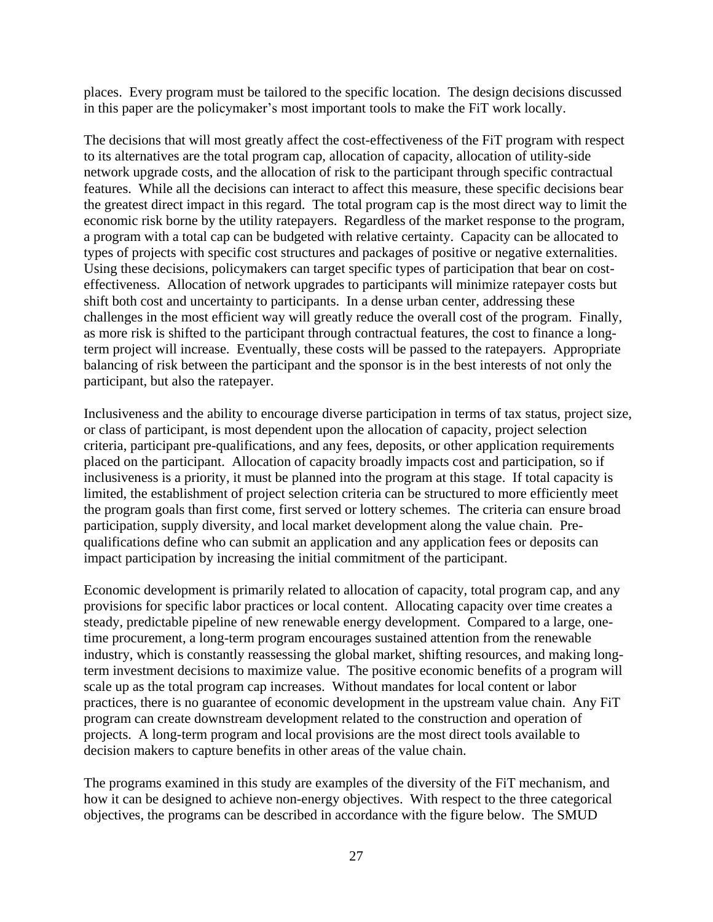places. Every program must be tailored to the specific location. The design decisions discussed in this paper are the policymaker's most important tools to make the FiT work locally.

The decisions that will most greatly affect the cost-effectiveness of the FiT program with respect to its alternatives are the total program cap, allocation of capacity, allocation of utility-side network upgrade costs, and the allocation of risk to the participant through specific contractual features. While all the decisions can interact to affect this measure, these specific decisions bear the greatest direct impact in this regard. The total program cap is the most direct way to limit the economic risk borne by the utility ratepayers. Regardless of the market response to the program, a program with a total cap can be budgeted with relative certainty. Capacity can be allocated to types of projects with specific cost structures and packages of positive or negative externalities. Using these decisions, policymakers can target specific types of participation that bear on cost-effectiveness. Allocation of network upgrades to participants will minimize ratepayer costs but shift both cost and uncertainty to participants. In a dense urban center, addressing these challenges in the most efficient way will greatly reduce the overall cost of the program. Finally, as more risk is shifted to the participant through contractual features, the cost to finance a long-term project will increase. Eventually, these costs will be passed to the ratepayers. Appropriate balancing of risk between the participant and the sponsor is in the best interests of not only the participant, but also the ratepayer.

Inclusiveness and the ability to encourage diverse participation in terms of tax status, project size, or class of participant, is most dependent upon the allocation of capacity, project selection criteria, participant pre-qualifications, and any fees, deposits, or other application requirements placed on the participant. Allocation of capacity broadly impacts cost and participation, so if inclusiveness is a priority, it must be planned into the program at this stage. If total capacity is limited, the establishment of project selection criteria can be structured to more efficiently meet the program goals than first come, first served or lottery schemes. The criteria can ensure broad participation, supply diversity, and local market development along the value chain. Pre-qualifications define who can submit an application and any application fees or deposits can impact participation by increasing the initial commitment of the participant.

Economic development is primarily related to allocation of capacity, total program cap, and any provisions for specific labor practices or local content. Allocating capacity over time creates a steady, predictable pipeline of new renewable energy development. Compared to a large, one-time procurement, a long-term program encourages sustained attention from the renewable industry, which is constantly reassessing the global market, shifting resources, and making long-term investment decisions to maximize value. The positive economic benefits of a program will scale up as the total program cap increases. Without mandates for local content or labor practices, there is no guarantee of economic development in the upstream value chain. Any FiT program can create downstream development related to the construction and operation of projects. A long-term program and local provisions are the most direct tools available to decision makers to capture benefits in other areas of the value chain.

The programs examined in this study are examples of the diversity of the FiT mechanism, and how it can be designed to achieve non-energy objectives. With respect to the three categorical objectives, the programs can be described in accordance with the figure below. The SMUD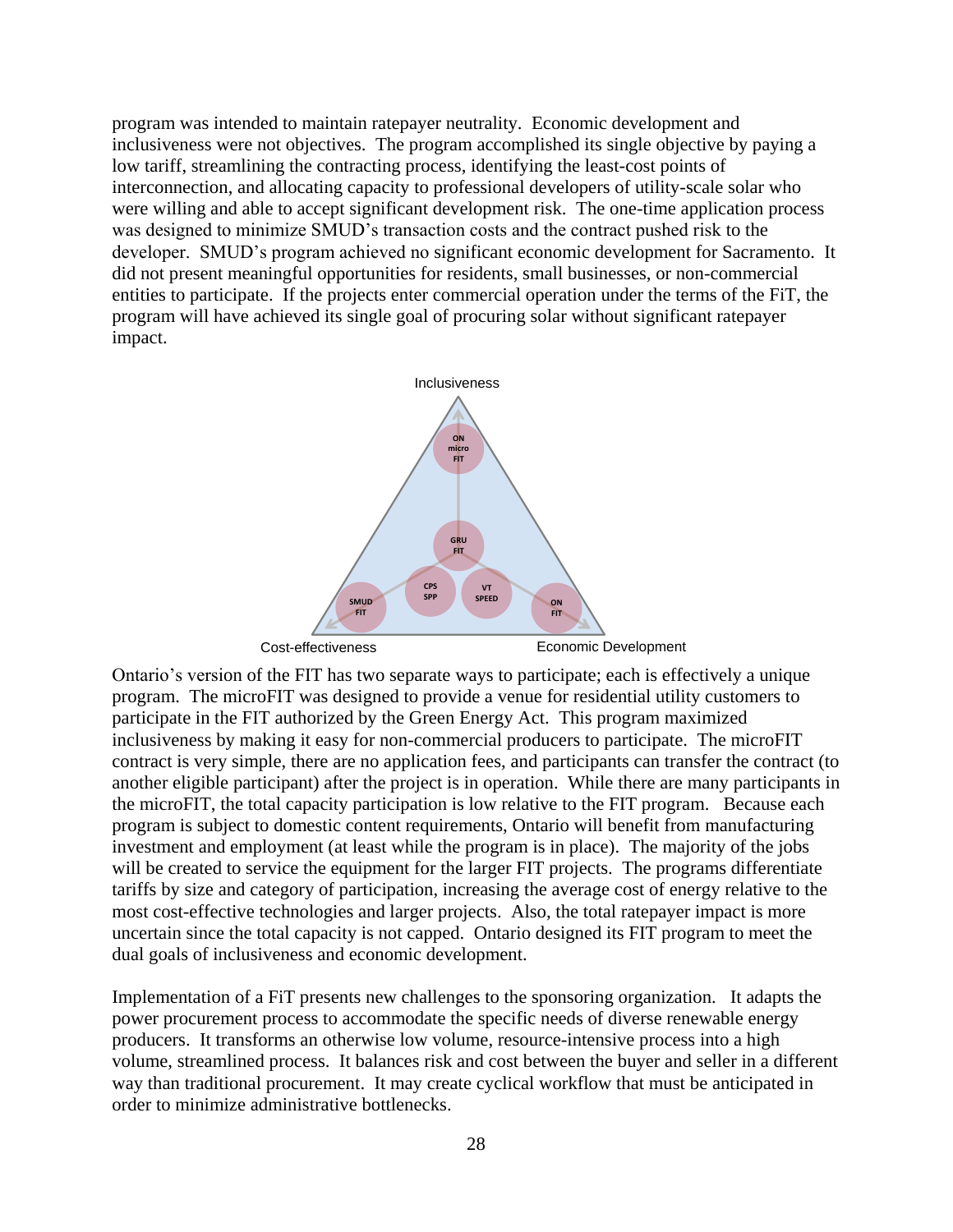program was intended to maintain ratepayer neutrality. Economic development and inclusiveness were not objectives. The program accomplished its single objective by paying a low tariff, streamlining the contracting process, identifying the least-cost points of interconnection, and allocating capacity to professional developers of utility-scale solar who were willing and able to accept significant development risk. The one-time application process was designed to minimize SMUD's transaction costs and the contract pushed risk to the developer. SMUD's program achieved no significant economic development for Sacramento. It did not present meaningful opportunities for residents, small businesses, or non-commercial entities to participate. If the projects enter commercial operation under the terms of the FiT, the program will have achieved its single goal of procuring solar without significant ratepayer impact.

Inclusiveness

ON micro FIT

GRU FIT

CPS SPP

VT SPEED

SMUD FIT

ON FIT

Cost-effectiveness

Economic Development

Ontario's version of the FIT has two separate ways to participate; each is effectively a unique program. The microFIT was designed to provide a venue for residential utility customers to participate in the FIT authorized by the Green Energy Act. This program maximized inclusiveness by making it easy for non-commercial producers to participate. The microFIT contract is very simple, there are no application fees, and participants can transfer the contract (to another eligible participant) after the project is in operation. While there are many participants in the microFIT, the total capacity participation is low relative to the FIT program. Because each program is subject to domestic content requirements, Ontario will benefit from manufacturing investment and employment (at least while the program is in place). The majority of the jobs will be created to service the equipment for the larger FIT projects. The programs differentiate tariffs by size and category of participation, increasing the average cost of energy relative to the most cost-effective technologies and larger projects. Also, the total ratepayer impact is more uncertain since the total capacity is not capped. Ontario designed its FIT program to meet the dual goals of inclusiveness and economic development.

Implementation of a FiT presents new challenges to the sponsoring organization. It adapts the power procurement process to accommodate the specific needs of diverse renewable energy producers. It transforms an otherwise low volume, resource-intensive process into a high volume, streamlined process. It balances risk and cost between the buyer and seller in a different way than traditional procurement. It may create cyclical workflow that must be anticipated in order to minimize administrative bottlenecks.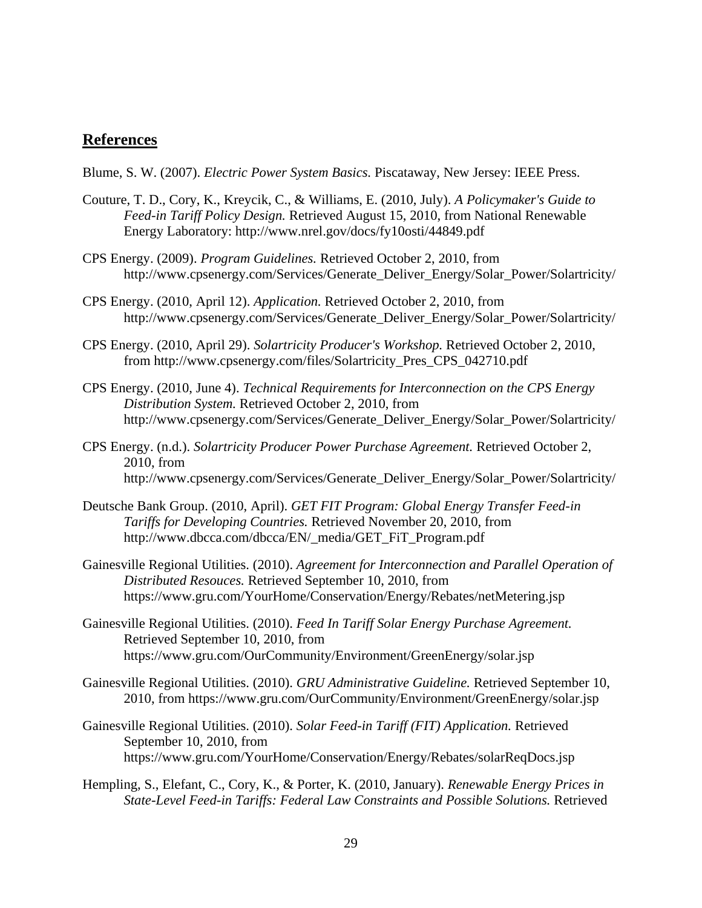## References

Blume, S. W. (2007). *Electric Power System Basics.* Piscataway, New Jersey: IEEE Press.

Couture, T. D., Cory, K., Kreycik, C., & Williams, E. (2010, July). *A Policymaker's Guide to Feed-in Tariff Policy Design.* Retrieved August 15, 2010, from National Renewable Energy Laboratory: http://www.nrel.gov/docs/fy10osti/44849.pdf

CPS Energy. (2009). *Program Guidelines.* Retrieved October 2, 2010, from http://www.cpsenergy.com/Services/Generate_Deliver_Energy/Solar_Power/Solartricity/

CPS Energy. (2010, April 12). *Application.* Retrieved October 2, 2010, from http://www.cpsenergy.com/Services/Generate_Deliver_Energy/Solar_Power/Solartricity/

CPS Energy. (2010, April 29). *Solartricity Producer's Workshop.* Retrieved October 2, 2010, from http://www.cpsenergy.com/files/Solartricity_Pres_CPS_042710.pdf

CPS Energy. (2010, June 4). *Technical Requirements for Interconnection on the CPS Energy Distribution System.* Retrieved October 2, 2010, from http://www.cpsenergy.com/Services/Generate_Deliver_Energy/Solar_Power/Solartricity/

CPS Energy. (n.d.). *Solartricity Producer Power Purchase Agreement.* Retrieved October 2, 2010, from http://www.cpsenergy.com/Services/Generate_Deliver_Energy/Solar_Power/Solartricity/

Deutsche Bank Group. (2010, April). *GET FIT Program: Global Energy Transfer Feed-in Tariffs for Developing Countries.* Retrieved November 20, 2010, from http://www.dbcca.com/dbcca/EN/_media/GET_FiT_Program.pdf

Gainesville Regional Utilities. (2010). *Agreement for Interconnection and Parallel Operation of Distributed Resouces.* Retrieved September 10, 2010, from https://www.gru.com/YourHome/Conservation/Energy/Rebates/netMetering.jsp

Gainesville Regional Utilities. (2010). *Feed In Tariff Solar Energy Purchase Agreement.* Retrieved September 10, 2010, from https://www.gru.com/OurCommunity/Environment/GreenEnergy/solar.jsp

Gainesville Regional Utilities. (2010). *GRU Administrative Guideline.* Retrieved September 10, 2010, from https://www.gru.com/OurCommunity/Environment/GreenEnergy/solar.jsp

Gainesville Regional Utilities. (2010). *Solar Feed-in Tariff (FIT) Application.* Retrieved September 10, 2010, from https://www.gru.com/YourHome/Conservation/Energy/Rebates/solarReqDocs.jsp

Hempling, S., Elefant, C., Cory, K., & Porter, K. (2010, January). *Renewable Energy Prices in State-Level Feed-in Tariffs: Federal Law Constraints and Possible Solutions.* Retrieved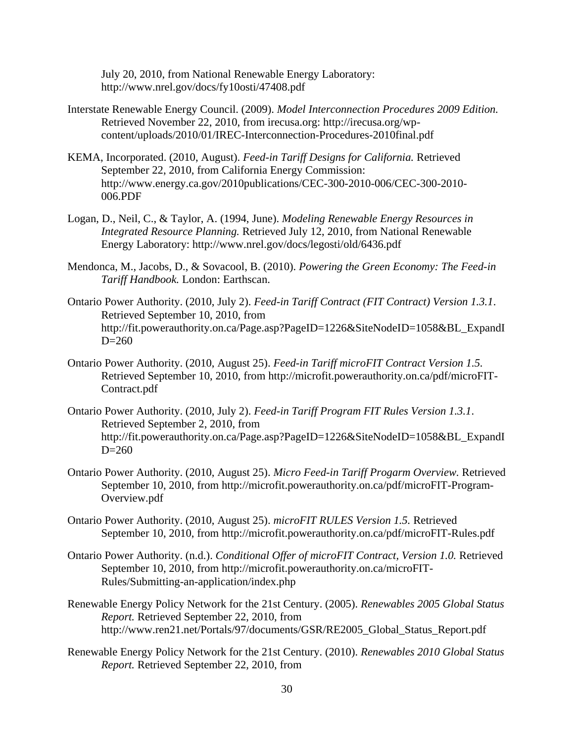July 20, 2010, from National Renewable Energy Laboratory: http://www.nrel.gov/docs/fy10osti/47408.pdf

Interstate Renewable Energy Council. (2009). *Model Interconnection Procedures 2009 Edition.* Retrieved November 22, 2010, from irecusa.org: http://irecusa.org/wp-content/uploads/2010/01/IREC-Interconnection-Procedures-2010final.pdf

KEMA, Incorporated. (2010, August). *Feed-in Tariff Designs for California.* Retrieved September 22, 2010, from California Energy Commission: http://www.energy.ca.gov/2010publications/CEC-300-2010-006/CEC-300-2010-006.PDF

Logan, D., Neil, C., & Taylor, A. (1994, June). *Modeling Renewable Energy Resources in Integrated Resource Planning.* Retrieved July 12, 2010, from National Renewable Energy Laboratory: http://www.nrel.gov/docs/legosti/old/6436.pdf

Mendonca, M., Jacobs, D., & Sovacool, B. (2010). *Powering the Green Economy: The Feed-in Tariff Handbook.* London: Earthscan.

Ontario Power Authority. (2010, July 2). *Feed-in Tariff Contract (FIT Contract) Version 1.3.1*. Retrieved September 10, 2010, from http://fit.powerauthority.on.ca/Page.asp?PageID=1226&SiteNodeID=1058&BL_ExpandID=260

Ontario Power Authority. (2010, August 25). *Feed-in Tariff microFIT Contract Version 1.5.* Retrieved September 10, 2010, from http://microfit.powerauthority.on.ca/pdf/microFIT-Contract.pdf

Ontario Power Authority. (2010, July 2). *Feed-in Tariff Program FIT Rules Version 1.3.1*. Retrieved September 2, 2010, from http://fit.powerauthority.on.ca/Page.asp?PageID=1226&SiteNodeID=1058&BL_ExpandID=260

Ontario Power Authority. (2010, August 25). *Micro Feed-in Tariff Progarm Overview.* Retrieved September 10, 2010, from http://microfit.powerauthority.on.ca/pdf/microFIT-Program-Overview.pdf

Ontario Power Authority. (2010, August 25). *microFIT RULES Version 1.5.* Retrieved September 10, 2010, from http://microfit.powerauthority.on.ca/pdf/microFIT-Rules.pdf

Ontario Power Authority. (n.d.). *Conditional Offer of microFIT Contract, Version 1.0.* Retrieved September 10, 2010, from http://microfit.powerauthority.on.ca/microFIT-Rules/Submitting-an-application/index.php

Renewable Energy Policy Network for the 21st Century. (2005). *Renewables 2005 Global Status Report.* Retrieved September 22, 2010, from http://www.ren21.net/Portals/97/documents/GSR/RE2005_Global_Status_Report.pdf

Renewable Energy Policy Network for the 21st Century. (2010). *Renewables 2010 Global Status Report.* Retrieved September 22, 2010, from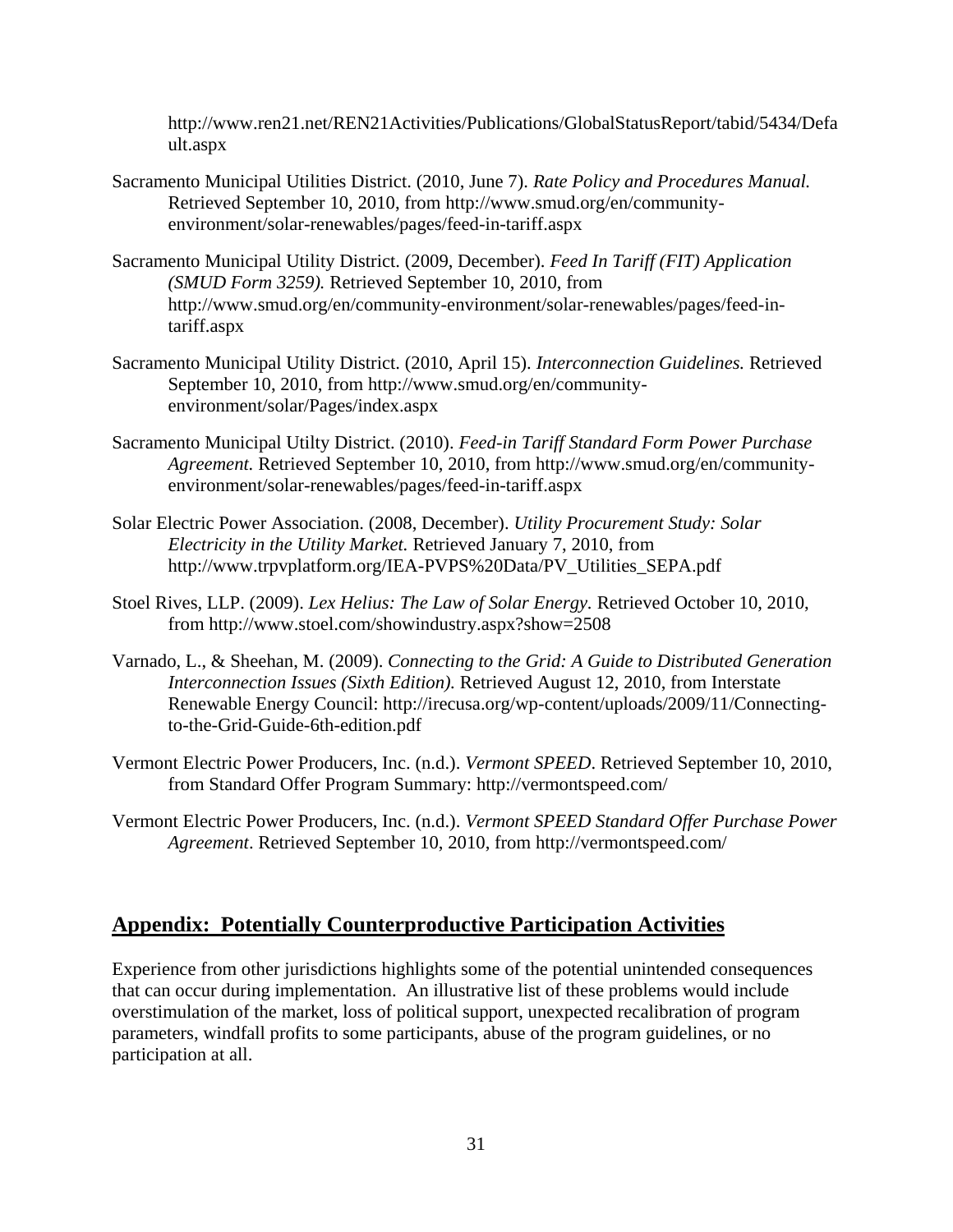http://www.ren21.net/REN21Activities/Publications/GlobalStatusReport/tabid/5434/Default.aspx

Sacramento Municipal Utilities District. (2010, June 7). *Rate Policy and Procedures Manual.* Retrieved September 10, 2010, from http://www.smud.org/en/community-environment/solar-renewables/pages/feed-in-tariff.aspx

Sacramento Municipal Utility District. (2009, December). *Feed In Tariff (FIT) Application (SMUD Form 3259).* Retrieved September 10, 2010, from http://www.smud.org/en/community-environment/solar-renewables/pages/feed-in-tariff.aspx

Sacramento Municipal Utility District. (2010, April 15). *Interconnection Guidelines.* Retrieved September 10, 2010, from http://www.smud.org/en/community-environment/solar/Pages/index.aspx

Sacramento Municipal Utilty District. (2010). *Feed-in Tariff Standard Form Power Purchase Agreement.* Retrieved September 10, 2010, from http://www.smud.org/en/community-environment/solar-renewables/pages/feed-in-tariff.aspx

Solar Electric Power Association. (2008, December). *Utility Procurement Study: Solar Electricity in the Utility Market.* Retrieved January 7, 2010, from http://www.trpvplatform.org/IEA-PVPS%20Data/PV_Utilities_SEPA.pdf

Stoel Rives, LLP. (2009). *Lex Helius: The Law of Solar Energy.* Retrieved October 10, 2010, from http://www.stoel.com/showindustry.aspx?show=2508

Varnado, L., & Sheehan, M. (2009). *Connecting to the Grid: A Guide to Distributed Generation Interconnection Issues (Sixth Edition).* Retrieved August 12, 2010, from Interstate Renewable Energy Council: http://irecusa.org/wp-content/uploads/2009/11/Connecting-to-the-Grid-Guide-6th-edition.pdf

Vermont Electric Power Producers, Inc. (n.d.). *Vermont SPEED*. Retrieved September 10, 2010, from Standard Offer Program Summary: http://vermontspeed.com/

Vermont Electric Power Producers, Inc. (n.d.). *Vermont SPEED Standard Offer Purchase Power Agreement*. Retrieved September 10, 2010, from http://vermontspeed.com/

## Appendix: Potentially Counterproductive Participation Activities

Experience from other jurisdictions highlights some of the potential unintended consequences that can occur during implementation. An illustrative list of these problems would include overstimulation of the market, loss of political support, unexpected recalibration of program parameters, windfall profits to some participants, abuse of the program guidelines, or no participation at all.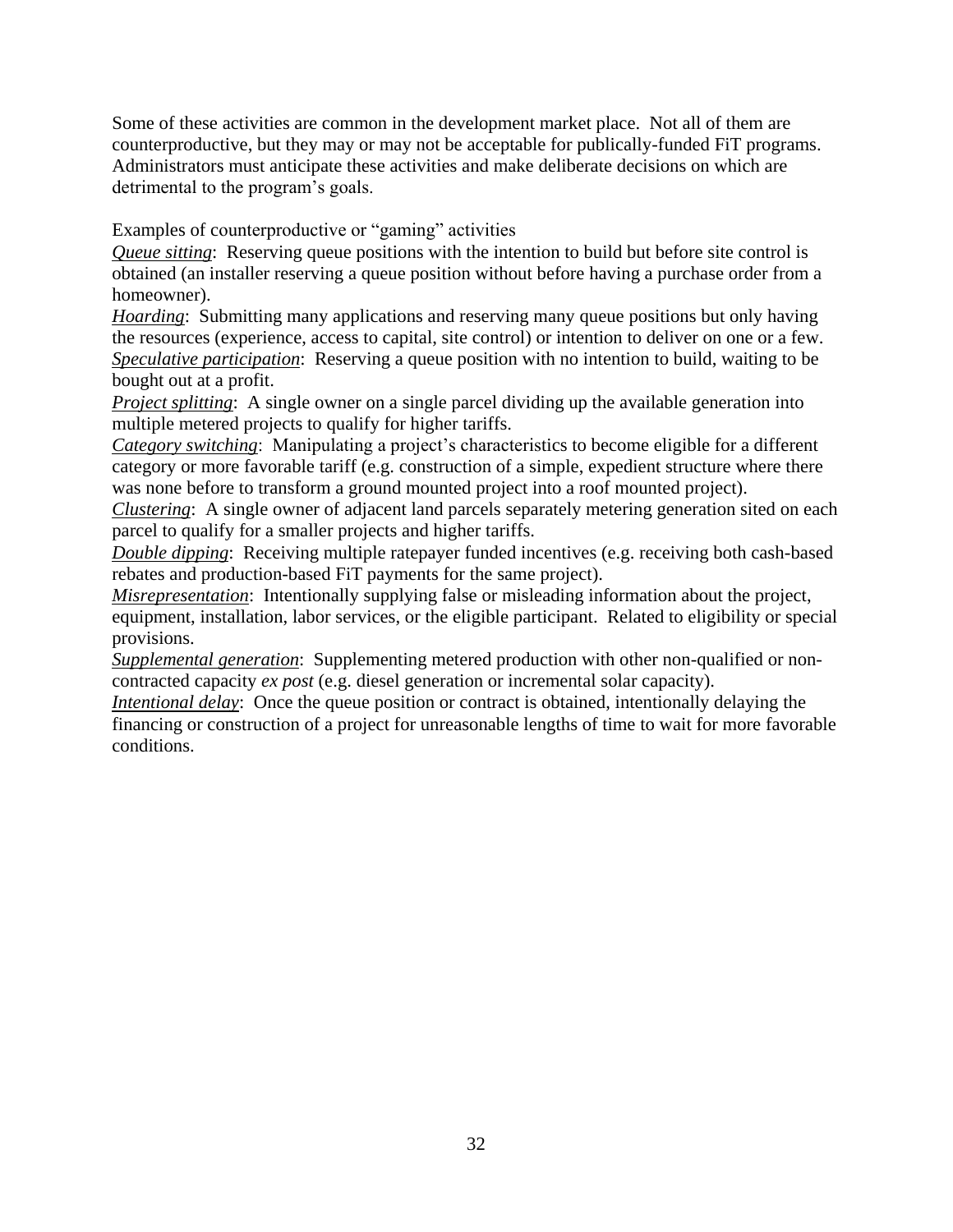Some of these activities are common in the development market place. Not all of them are counterproductive, but they may or may not be acceptable for publically-funded FiT programs. Administrators must anticipate these activities and make deliberate decisions on which are detrimental to the program's goals.

Examples of counterproductive or "gaming" activities

*Queue sitting*: Reserving queue positions with the intention to build but before site control is obtained (an installer reserving a queue position without before having a purchase order from a homeowner).

*Hoarding*: Submitting many applications and reserving many queue positions but only having the resources (experience, access to capital, site control) or intention to deliver on one or a few.

*Speculative participation*: Reserving a queue position with no intention to build, waiting to be bought out at a profit.

*Project splitting*: A single owner on a single parcel dividing up the available generation into multiple metered projects to qualify for higher tariffs.

*Category switching*: Manipulating a project's characteristics to become eligible for a different category or more favorable tariff (e.g. construction of a simple, expedient structure where there was none before to transform a ground mounted project into a roof mounted project).

*Clustering*: A single owner of adjacent land parcels separately metering generation sited on each parcel to qualify for a smaller projects and higher tariffs.

*Double dipping*: Receiving multiple ratepayer funded incentives (e.g. receiving both cash-based rebates and production-based FiT payments for the same project).

*Misrepresentation*: Intentionally supplying false or misleading information about the project, equipment, installation, labor services, or the eligible participant. Related to eligibility or special provisions.

*Supplemental generation*: Supplementing metered production with other non-qualified or non-contracted capacity *ex post* (e.g. diesel generation or incremental solar capacity).

*Intentional delay*: Once the queue position or contract is obtained, intentionally delaying the financing or construction of a project for unreasonable lengths of time to wait for more favorable conditions.